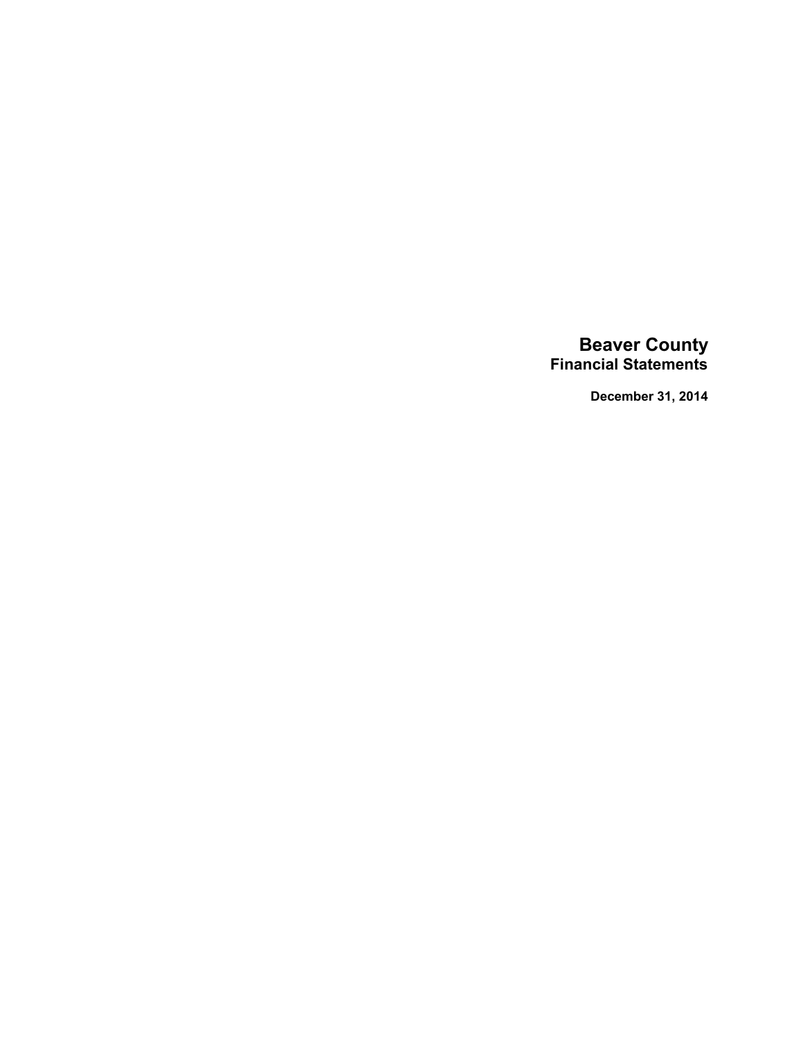# Beaver County
## Financial Statements

**December 31, 2014**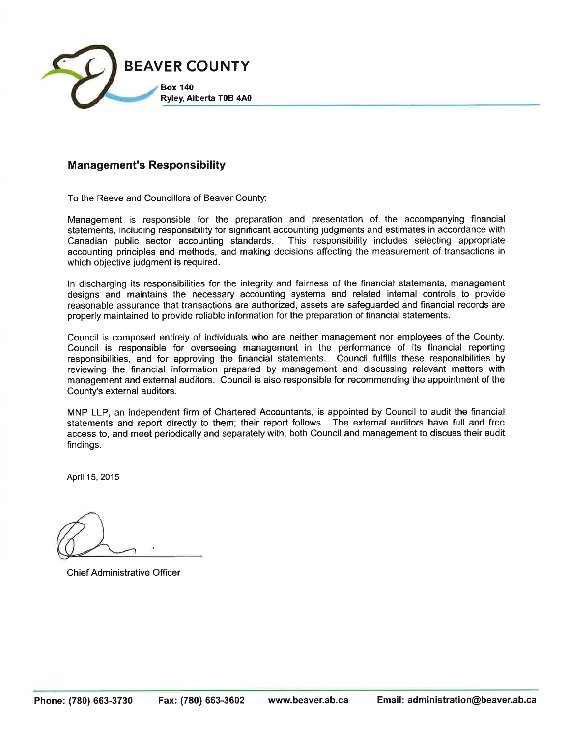BEAVER COUNTY

Box 140
Ryley, Alberta T0B 4A0

## Management's Responsibility

To the Reeve and Councillors of Beaver County:

Management is responsible for the preparation and presentation of the accompanying financial statements, including responsibility for significant accounting judgments and estimates in accordance with Canadian public sector accounting standards. This responsibility includes selecting appropriate accounting principles and methods, and making decisions affecting the measurement of transactions in which objective judgment is required.

In discharging its responsibilities for the integrity and fairness of the financial statements, management designs and maintains the necessary accounting systems and related internal controls to provide reasonable assurance that transactions are authorized, assets are safeguarded and financial records are properly maintained to provide reliable information for the preparation of financial statements.

Council is composed entirely of individuals who are neither management nor employees of the County. Council is responsible for overseeing management in the performance of its financial reporting responsibilities, and for approving the financial statements. Council fulfills these responsibilities by reviewing the financial information prepared by management and discussing relevant matters with management and external auditors. Council is also responsible for recommending the appointment of the County's external auditors.

MNP LLP, an independent firm of Chartered Accountants, is appointed by Council to audit the financial statements and report directly to them; their report follows. The external auditors have full and free access to, and meet periodically and separately with, both Council and management to discuss their audit findings.

April 15, 2015

Chief Administrative Officer

Phone: (780) 663-3730 Fax: (780) 663-3602 www.beaver.ab.ca Email: administration@beaver.ab.ca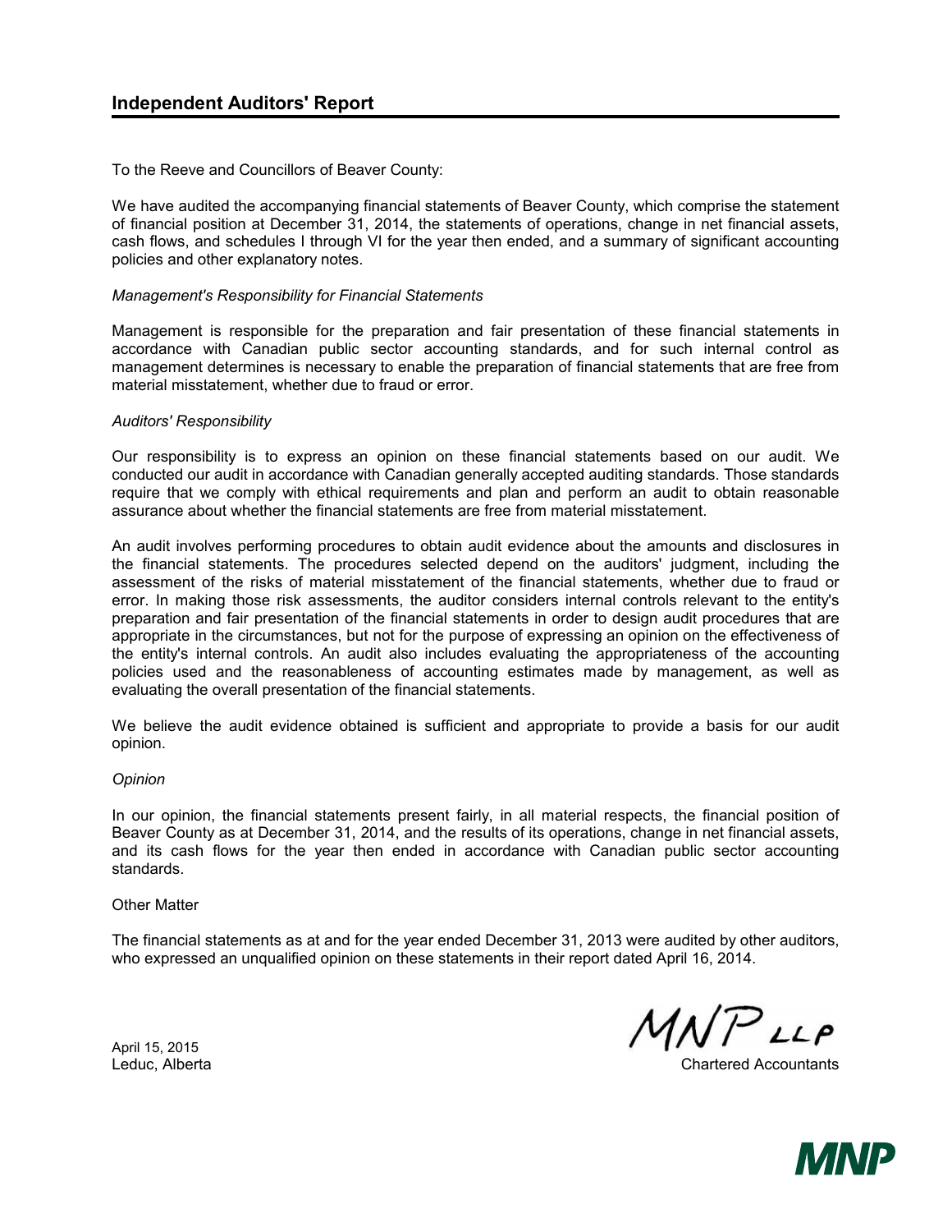## Independent Auditors' Report

To the Reeve and Councillors of Beaver County:

We have audited the accompanying financial statements of Beaver County, which comprise the statement of financial position at December 31, 2014, the statements of operations, change in net financial assets, cash flows, and schedules I through VI for the year then ended, and a summary of significant accounting policies and other explanatory notes.

*Management's Responsibility for Financial Statements*

Management is responsible for the preparation and fair presentation of these financial statements in accordance with Canadian public sector accounting standards, and for such internal control as management determines is necessary to enable the preparation of financial statements that are free from material misstatement, whether due to fraud or error.

*Auditors' Responsibility*

Our responsibility is to express an opinion on these financial statements based on our audit. We conducted our audit in accordance with Canadian generally accepted auditing standards. Those standards require that we comply with ethical requirements and plan and perform an audit to obtain reasonable assurance about whether the financial statements are free from material misstatement.

An audit involves performing procedures to obtain audit evidence about the amounts and disclosures in the financial statements. The procedures selected depend on the auditors' judgment, including the assessment of the risks of material misstatement of the financial statements, whether due to fraud or error. In making those risk assessments, the auditor considers internal controls relevant to the entity's preparation and fair presentation of the financial statements in order to design audit procedures that are appropriate in the circumstances, but not for the purpose of expressing an opinion on the effectiveness of the entity's internal controls. An audit also includes evaluating the appropriateness of the accounting policies used and the reasonableness of accounting estimates made by management, as well as evaluating the overall presentation of the financial statements.

We believe the audit evidence obtained is sufficient and appropriate to provide a basis for our audit opinion.

*Opinion*

In our opinion, the financial statements present fairly, in all material respects, the financial position of Beaver County as at December 31, 2014, and the results of its operations, change in net financial assets, and its cash flows for the year then ended in accordance with Canadian public sector accounting standards.

Other Matter

The financial statements as at and for the year ended December 31, 2013 were audited by other auditors, who expressed an unqualified opinion on these statements in their report dated April 16, 2014.

April 15, 2015
Leduc, Alberta

MNP LLP
Chartered Accountants

MNP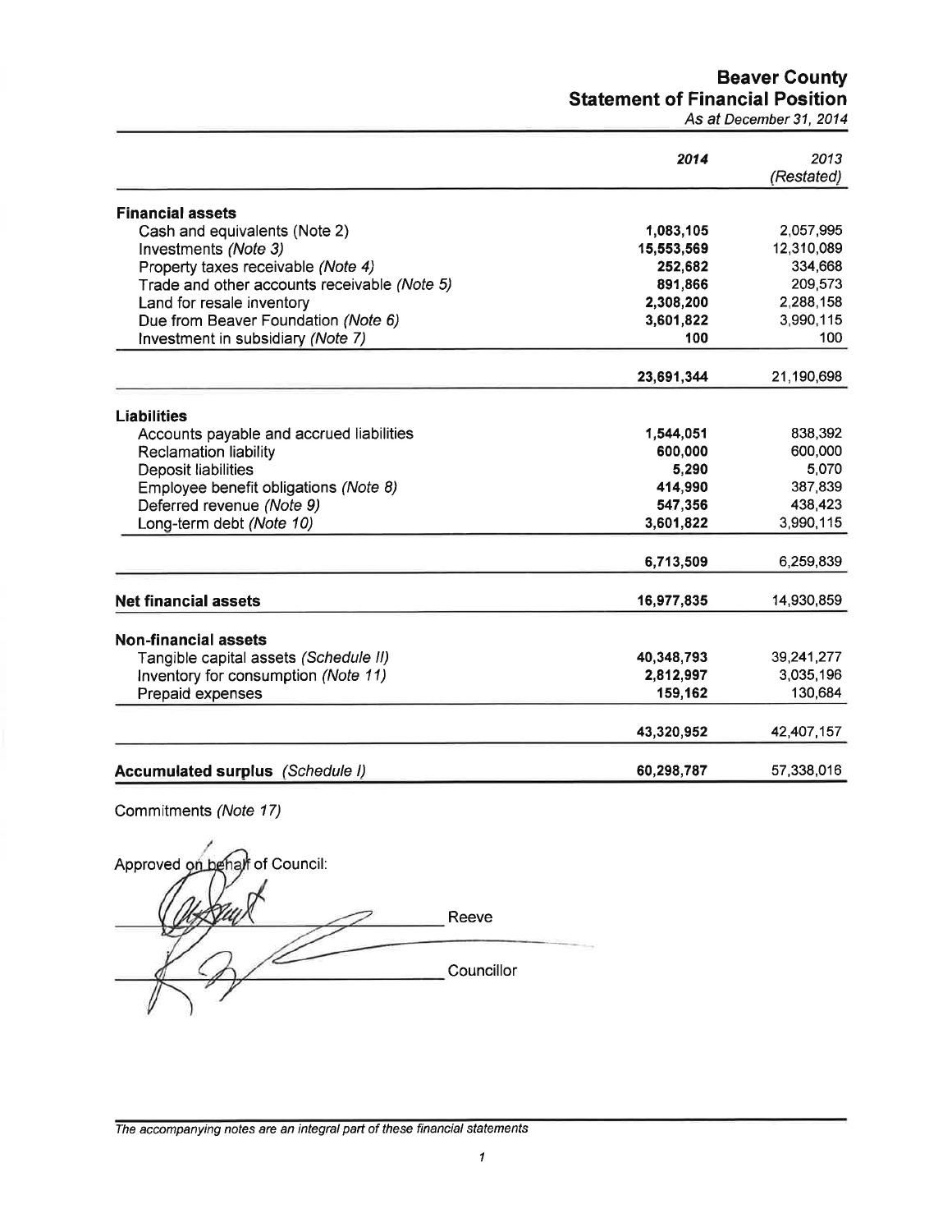# Beaver County
## Statement of Financial Position
*As at December 31, 2014*

| | *2014* | *2013 (Restated)* |
|---|---|---|
| **Financial assets** | | |
| Cash and equivalents (Note 2) | **1,083,105** | 2,057,995 |
| Investments *(Note 3)* | **15,553,569** | 12,310,089 |
| Property taxes receivable *(Note 4)* | **252,682** | 334,668 |
| Trade and other accounts receivable *(Note 5)* | **891,866** | 209,573 |
| Land for resale inventory | **2,308,200** | 2,288,158 |
| Due from Beaver Foundation *(Note 6)* | **3,601,822** | 3,990,115 |
| Investment in subsidiary *(Note 7)* | **100** | 100 |
| | **23,691,344** | 21,190,698 |
| **Liabilities** | | |
| Accounts payable and accrued liabilities | **1,544,051** | 838,392 |
| Reclamation liability | **600,000** | 600,000 |
| Deposit liabilities | **5,290** | 5,070 |
| Employee benefit obligations *(Note 8)* | **414,990** | 387,839 |
| Deferred revenue *(Note 9)* | **547,356** | 438,423 |
| Long-term debt *(Note 10)* | **3,601,822** | 3,990,115 |
| | **6,713,509** | 6,259,839 |
| **Net financial assets** | **16,977,835** | 14,930,859 |
| **Non-financial assets** | | |
| Tangible capital assets *(Schedule II)* | **40,348,793** | 39,241,277 |
| Inventory for consumption *(Note 11)* | **2,812,997** | 3,035,196 |
| Prepaid expenses | **159,162** | 130,684 |
| | **43,320,952** | 42,407,157 |
| **Accumulated surplus** *(Schedule I)* | **60,298,787** | 57,338,016 |

Commitments *(Note 17)*

Approved on behalf of Council:

_______________________________ Reeve

_______________________________ Councillor

*The accompanying notes are an integral part of these financial statements*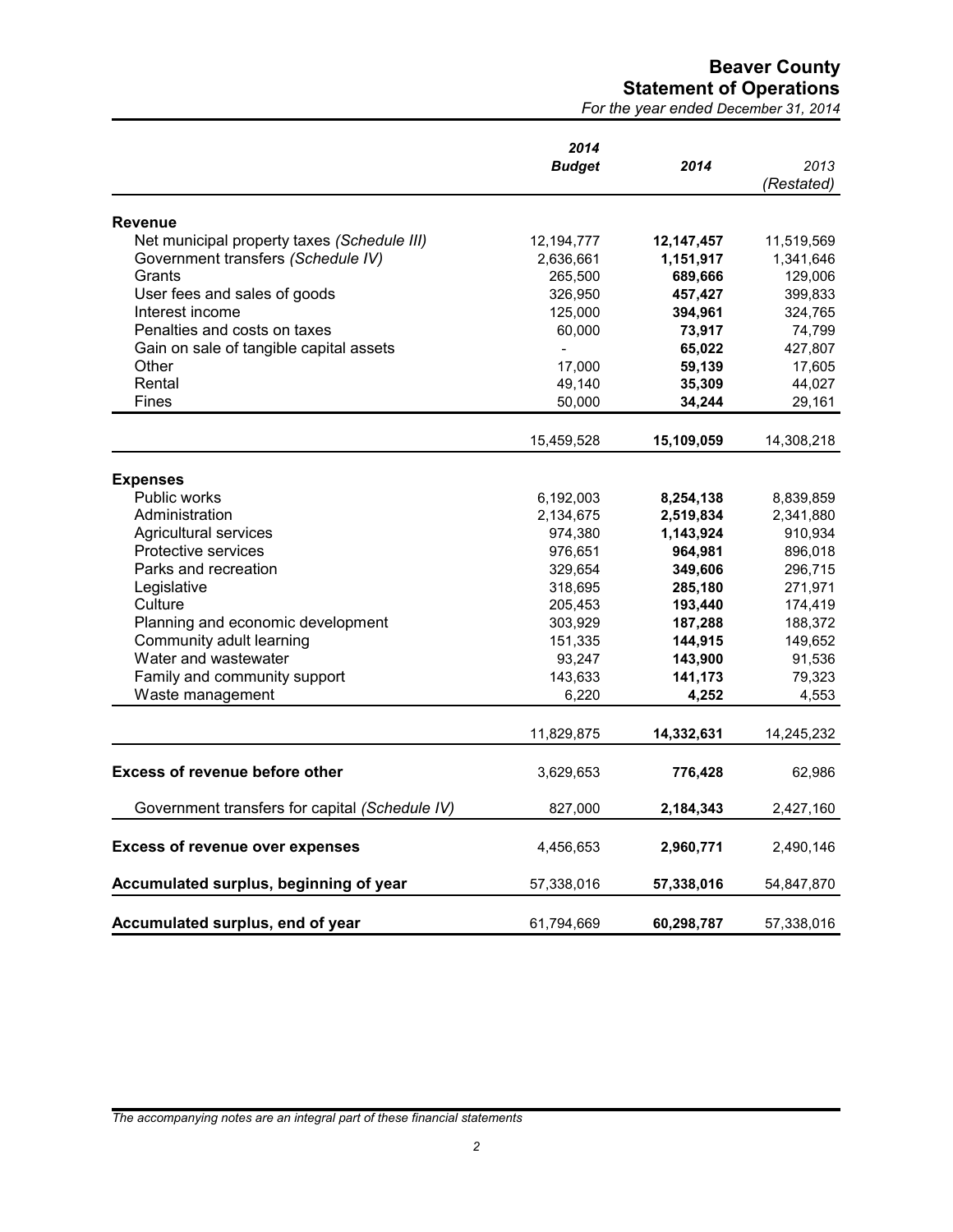# Beaver County

## Statement of Operations

*For the year ended December 31, 2014*

| | *2014 Budget* | *2014* | *2013 (Restated)* |
|---|---|---|---|
| **Revenue** | | | |
| Net municipal property taxes *(Schedule III)* | 12,194,777 | **12,147,457** | 11,519,569 |
| Government transfers *(Schedule IV)* | 2,636,661 | **1,151,917** | 1,341,646 |
| Grants | 265,500 | **689,666** | 129,006 |
| User fees and sales of goods | 326,950 | **457,427** | 399,833 |
| Interest income | 125,000 | **394,961** | 324,765 |
| Penalties and costs on taxes | 60,000 | **73,917** | 74,799 |
| Gain on sale of tangible capital assets | - | **65,022** | 427,807 |
| Other | 17,000 | **59,139** | 17,605 |
| Rental | 49,140 | **35,309** | 44,027 |
| Fines | 50,000 | **34,244** | 29,161 |
| | 15,459,528 | **15,109,059** | 14,308,218 |
| **Expenses** | | | |
| Public works | 6,192,003 | **8,254,138** | 8,839,859 |
| Administration | 2,134,675 | **2,519,834** | 2,341,880 |
| Agricultural services | 974,380 | **1,143,924** | 910,934 |
| Protective services | 976,651 | **964,981** | 896,018 |
| Parks and recreation | 329,654 | **349,606** | 296,715 |
| Legislative | 318,695 | **285,180** | 271,971 |
| Culture | 205,453 | **193,440** | 174,419 |
| Planning and economic development | 303,929 | **187,288** | 188,372 |
| Community adult learning | 151,335 | **144,915** | 149,652 |
| Water and wastewater | 93,247 | **143,900** | 91,536 |
| Family and community support | 143,633 | **141,173** | 79,323 |
| Waste management | 6,220 | **4,252** | 4,553 |
| | 11,829,875 | **14,332,631** | 14,245,232 |
| **Excess of revenue before other** | 3,629,653 | **776,428** | 62,986 |
| Government transfers for capital *(Schedule IV)* | 827,000 | **2,184,343** | 2,427,160 |
| **Excess of revenue over expenses** | 4,456,653 | **2,960,771** | 2,490,146 |
| **Accumulated surplus, beginning of year** | 57,338,016 | **57,338,016** | 54,847,870 |
| **Accumulated surplus, end of year** | 61,794,669 | **60,298,787** | 57,338,016 |

*The accompanying notes are an integral part of these financial statements*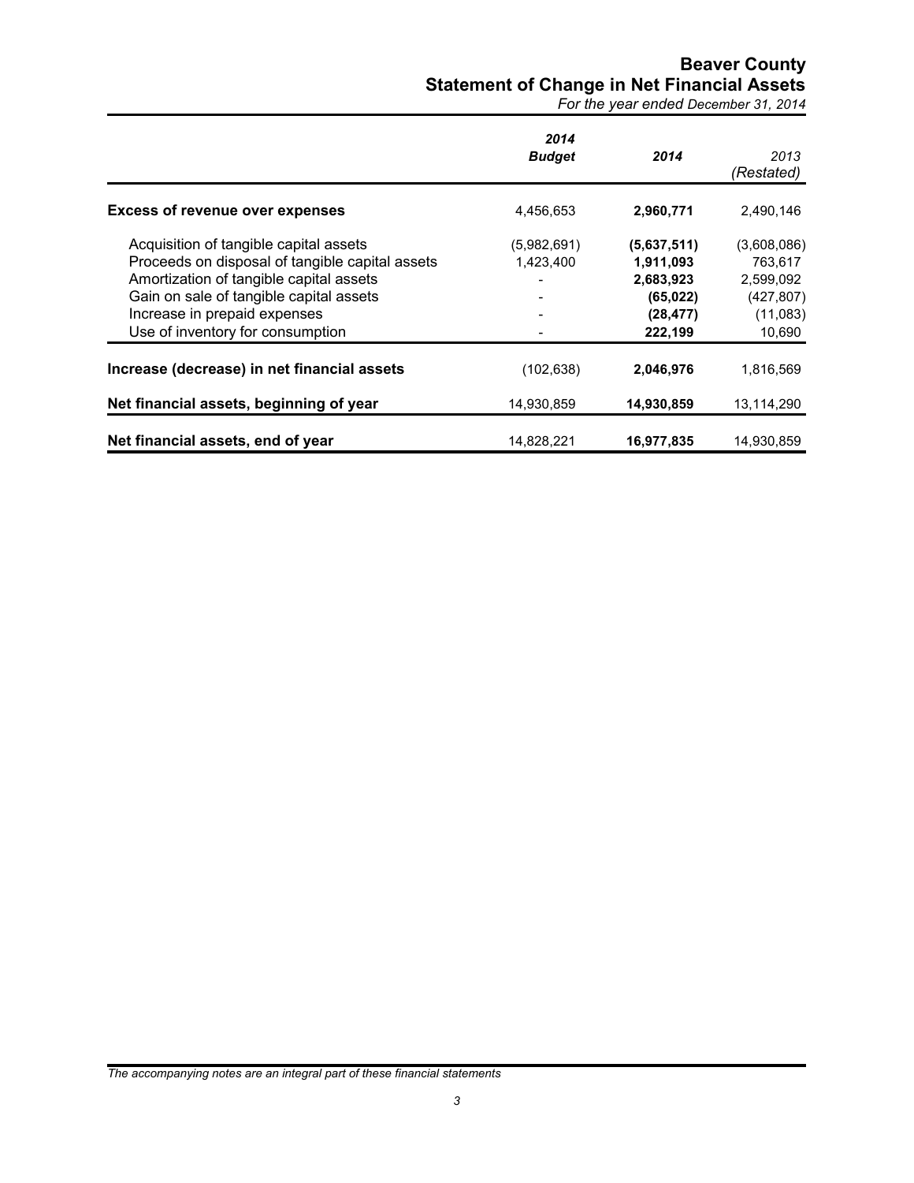# Beaver County
## Statement of Change in Net Financial Assets
*For the year ended December 31, 2014*

| | *2014 Budget* | *2014* | *2013 (Restated)* |
|---|---|---|---|
| **Excess of revenue over expenses** | 4,456,653 | **2,960,771** | 2,490,146 |
| Acquisition of tangible capital assets | (5,982,691) | **(5,637,511)** | (3,608,086) |
| Proceeds on disposal of tangible capital assets | 1,423,400 | **1,911,093** | 763,617 |
| Amortization of tangible capital assets | - | **2,683,923** | 2,599,092 |
| Gain on sale of tangible capital assets | - | **(65,022)** | (427,807) |
| Increase in prepaid expenses | - | **(28,477)** | (11,083) |
| Use of inventory for consumption | - | **222,199** | 10,690 |
| **Increase (decrease) in net financial assets** | (102,638) | **2,046,976** | 1,816,569 |
| **Net financial assets, beginning of year** | 14,930,859 | **14,930,859** | 13,114,290 |
| **Net financial assets, end of year** | 14,828,221 | **16,977,835** | 14,930,859 |

*The accompanying notes are an integral part of these financial statements*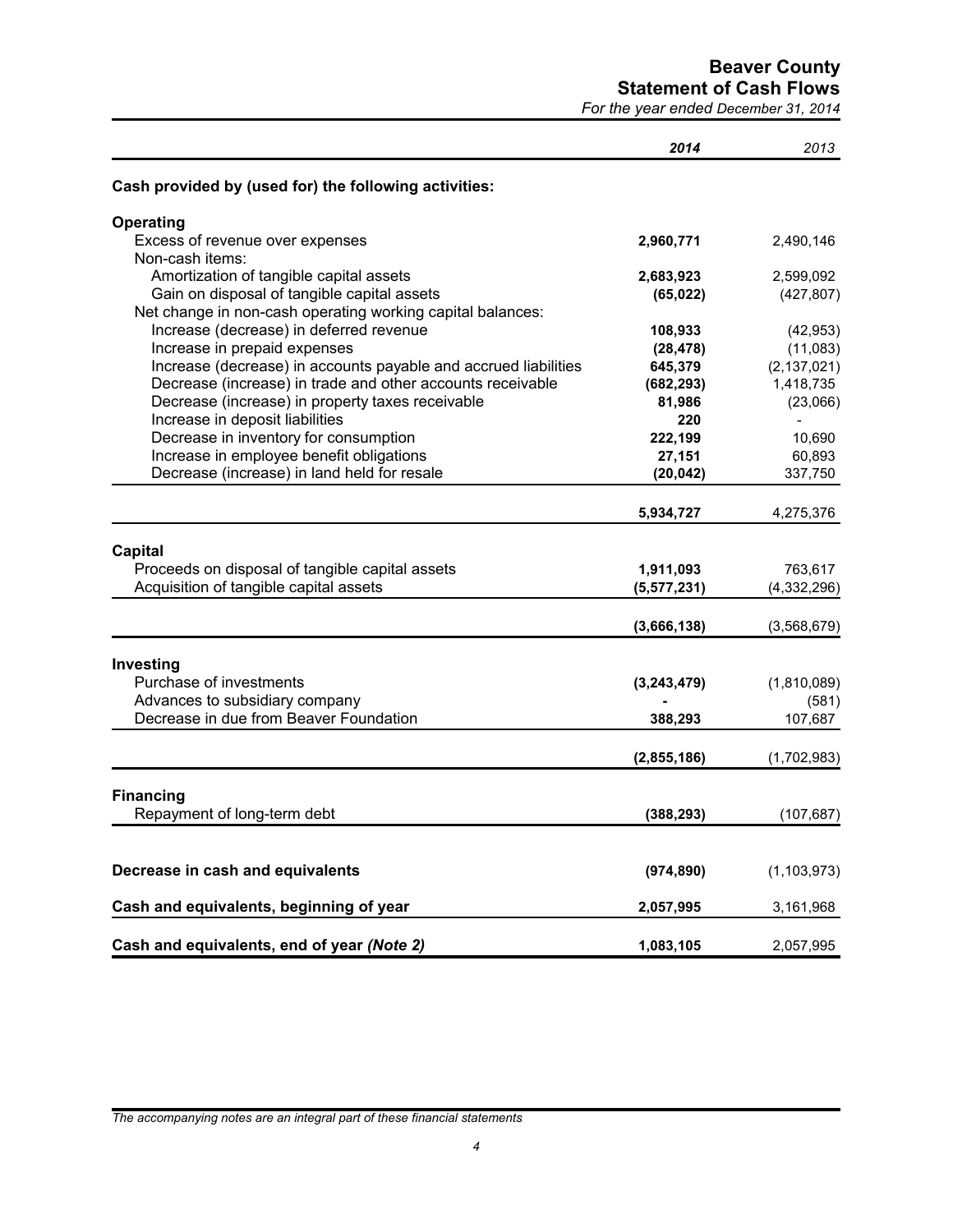# Beaver County
## Statement of Cash Flows
*For the year ended December 31, 2014*

| | *2014* | *2013* |
|---|---|---|
| **Cash provided by (used for) the following activities:** | | |
| **Operating** | | |
| Excess of revenue over expenses | **2,960,771** | 2,490,146 |
| Non-cash items: | | |
| Amortization of tangible capital assets | **2,683,923** | 2,599,092 |
| Gain on disposal of tangible capital assets | **(65,022)** | (427,807) |
| Net change in non-cash operating working capital balances: | | |
| Increase (decrease) in deferred revenue | **108,933** | (42,953) |
| Increase in prepaid expenses | **(28,478)** | (11,083) |
| Increase (decrease) in accounts payable and accrued liabilities | **645,379** | (2,137,021) |
| Decrease (increase) in trade and other accounts receivable | **(682,293)** | 1,418,735 |
| Decrease (increase) in property taxes receivable | **81,986** | (23,066) |
| Increase in deposit liabilities | **220** | - |
| Decrease in inventory for consumption | **222,199** | 10,690 |
| Increase in employee benefit obligations | **27,151** | 60,893 |
| Decrease (increase) in land held for resale | **(20,042)** | 337,750 |
| | **5,934,727** | 4,275,376 |
| **Capital** | | |
| Proceeds on disposal of tangible capital assets | **1,911,093** | 763,617 |
| Acquisition of tangible capital assets | **(5,577,231)** | (4,332,296) |
| | **(3,666,138)** | (3,568,679) |
| **Investing** | | |
| Purchase of investments | **(3,243,479)** | (1,810,089) |
| Advances to subsidiary company | **-** | (581) |
| Decrease in due from Beaver Foundation | **388,293** | 107,687 |
| | **(2,855,186)** | (1,702,983) |
| **Financing** | | |
| Repayment of long-term debt | **(388,293)** | (107,687) |
| **Decrease in cash and equivalents** | **(974,890)** | (1,103,973) |
| **Cash and equivalents, beginning of year** | **2,057,995** | 3,161,968 |
| **Cash and equivalents, end of year *(Note 2)*** | **1,083,105** | 2,057,995 |

*The accompanying notes are an integral part of these financial statements*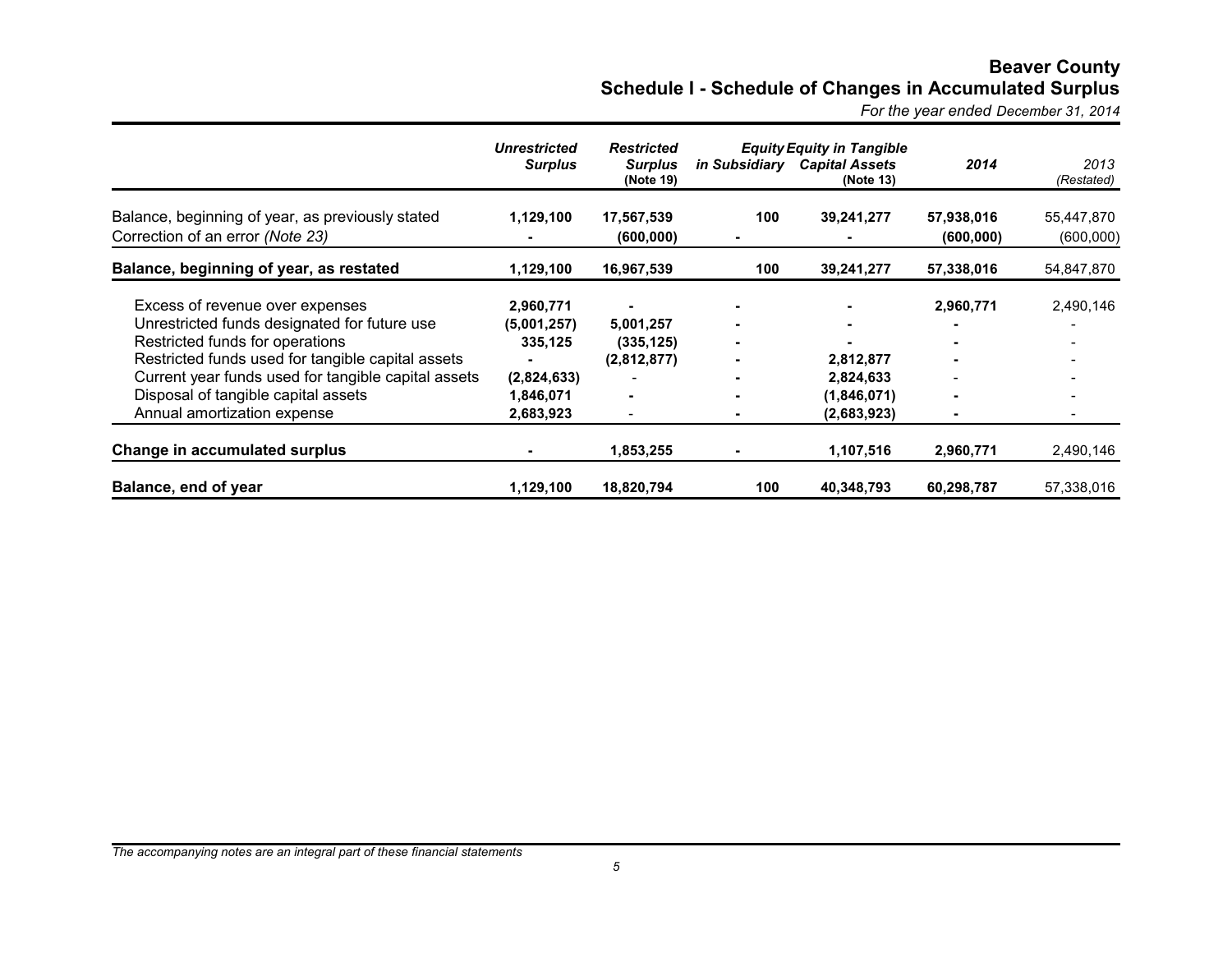# Beaver County

## Schedule I - Schedule of Changes in Accumulated Surplus

*For the year ended December 31, 2014*

| | *Unrestricted* **Surplus** | *Restricted* **Surplus** (Note 19) | **Equity in Subsidiary** | *Equity in Tangible* **Capital Assets** (Note 13) | **2014** | *2013* *(Restated)* |
|---|---|---|---|---|---|---|
| Balance, beginning of year, as previously stated | **1,129,100** | **17,567,539** | **100** | **39,241,277** | **57,938,016** | 55,447,870 |
| Correction of an error *(Note 23)* | **-** | **(600,000)** | **-** | **-** | **(600,000)** | (600,000) |
| **Balance, beginning of year, as restated** | **1,129,100** | **16,967,539** | **100** | **39,241,277** | **57,338,016** | 54,847,870 |
| Excess of revenue over expenses | **2,960,771** | **-** | **-** | **-** | **2,960,771** | 2,490,146 |
| Unrestricted funds designated for future use | **(5,001,257)** | **5,001,257** | **-** | **-** | **-** | - |
| Restricted funds for operations | **335,125** | **(335,125)** | **-** | **-** | **-** | - |
| Restricted funds used for tangible capital assets | **-** | **(2,812,877)** | **-** | **2,812,877** | **-** | - |
| Current year funds used for tangible capital assets | **(2,824,633)** | - | **-** | **2,824,633** | - | - |
| Disposal of tangible capital assets | **1,846,071** | **-** | **-** | **(1,846,071)** | **-** | - |
| Annual amortization expense | **2,683,923** | - | **-** | **(2,683,923)** | **-** | - |
| **Change in accumulated surplus** | **-** | **1,853,255** | **-** | **1,107,516** | **2,960,771** | 2,490,146 |
| **Balance, end of year** | **1,129,100** | **18,820,794** | **100** | **40,348,793** | **60,298,787** | 57,338,016 |

*The accompanying notes are an integral part of these financial statements*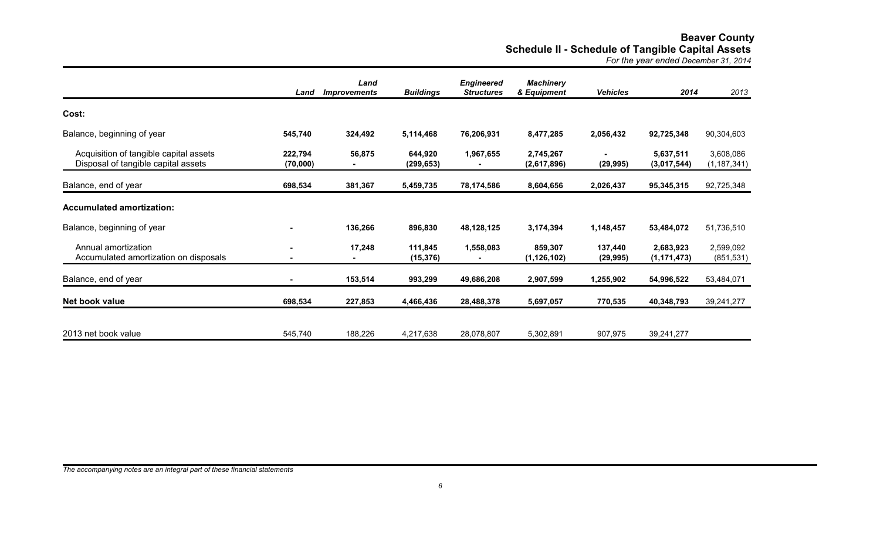# Beaver County

## Schedule II - Schedule of Tangible Capital Assets

*For the year ended December 31, 2014*

| | Land | Land Improvements | Buildings | Engineered Structures | Machinery & Equipment | Vehicles | 2014 | 2013 |
|---|---|---|---|---|---|---|---|---|
| **Cost:** | | | | | | | | |
| Balance, beginning of year | **545,740** | **324,492** | **5,114,468** | **76,206,931** | **8,477,285** | **2,056,432** | **92,725,348** | 90,304,603 |
| Acquisition of tangible capital assets | **222,794** | **56,875** | **644,920** | **1,967,655** | **2,745,267** | **-** | **5,637,511** | 3,608,086 |
| Disposal of tangible capital assets | **(70,000)** | **-** | **(299,653)** | **-** | **(2,617,896)** | **(29,995)** | **(3,017,544)** | (1,187,341) |
| Balance, end of year | **698,534** | **381,367** | **5,459,735** | **78,174,586** | **8,604,656** | **2,026,437** | **95,345,315** | 92,725,348 |
| **Accumulated amortization:** | | | | | | | | |
| Balance, beginning of year | **-** | **136,266** | **896,830** | **48,128,125** | **3,174,394** | **1,148,457** | **53,484,072** | 51,736,510 |
| Annual amortization | **-** | **17,248** | **111,845** | **1,558,083** | **859,307** | **137,440** | **2,683,923** | 2,599,092 |
| Accumulated amortization on disposals | **-** | **-** | **(15,376)** | **-** | **(1,126,102)** | **(29,995)** | **(1,171,473)** | (851,531) |
| Balance, end of year | **-** | **153,514** | **993,299** | **49,686,208** | **2,907,599** | **1,255,902** | **54,996,522** | 53,484,071 |
| **Net book value** | **698,534** | **227,853** | **4,466,436** | **28,488,378** | **5,697,057** | **770,535** | **40,348,793** | 39,241,277 |
| 2013 net book value | 545,740 | 188,226 | 4,217,638 | 28,078,807 | 5,302,891 | 907,975 | 39,241,277 | |

*The accompanying notes are an integral part of these financial statements*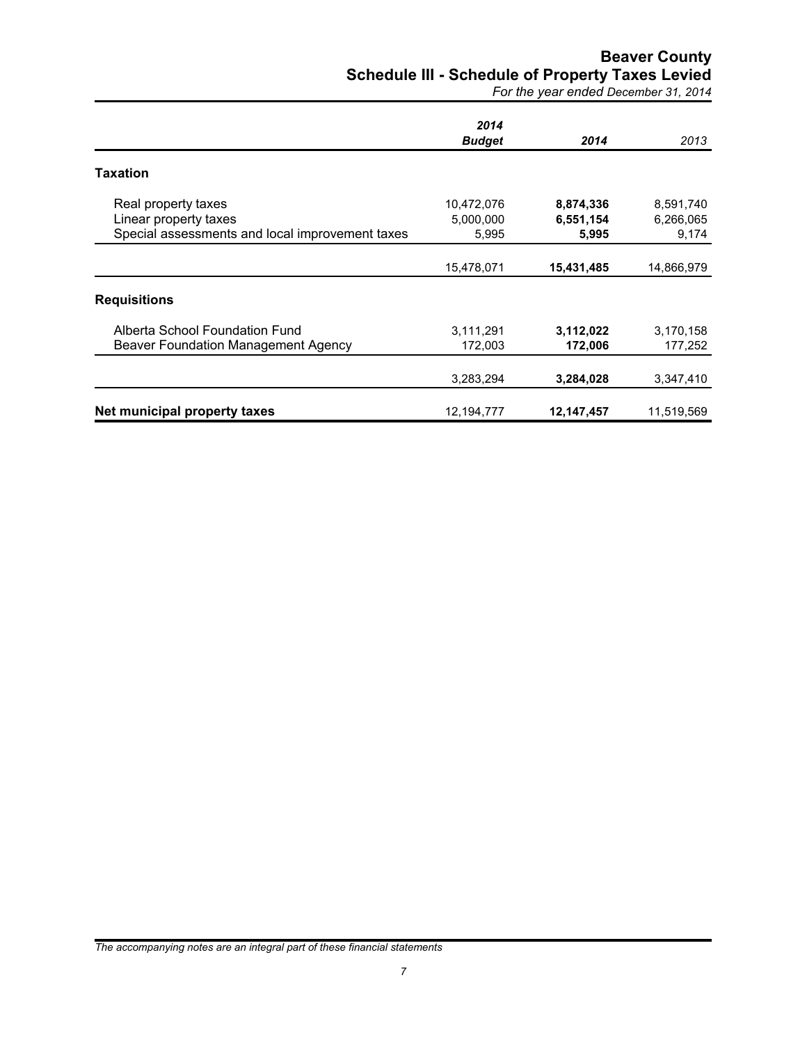# Beaver County

## Schedule III - Schedule of Property Taxes Levied

*For the year ended December 31, 2014*

| | *2014 Budget* | *2014* | *2013* |
|---|---|---|---|
| **Taxation** | | | |
| Real property taxes | 10,472,076 | **8,874,336** | 8,591,740 |
| Linear property taxes | 5,000,000 | **6,551,154** | 6,266,065 |
| Special assessments and local improvement taxes | 5,995 | **5,995** | 9,174 |
| | 15,478,071 | **15,431,485** | 14,866,979 |
| **Requisitions** | | | |
| Alberta School Foundation Fund | 3,111,291 | **3,112,022** | 3,170,158 |
| Beaver Foundation Management Agency | 172,003 | **172,006** | 177,252 |
| | 3,283,294 | **3,284,028** | 3,347,410 |
| **Net municipal property taxes** | 12,194,777 | **12,147,457** | 11,519,569 |

*The accompanying notes are an integral part of these financial statements*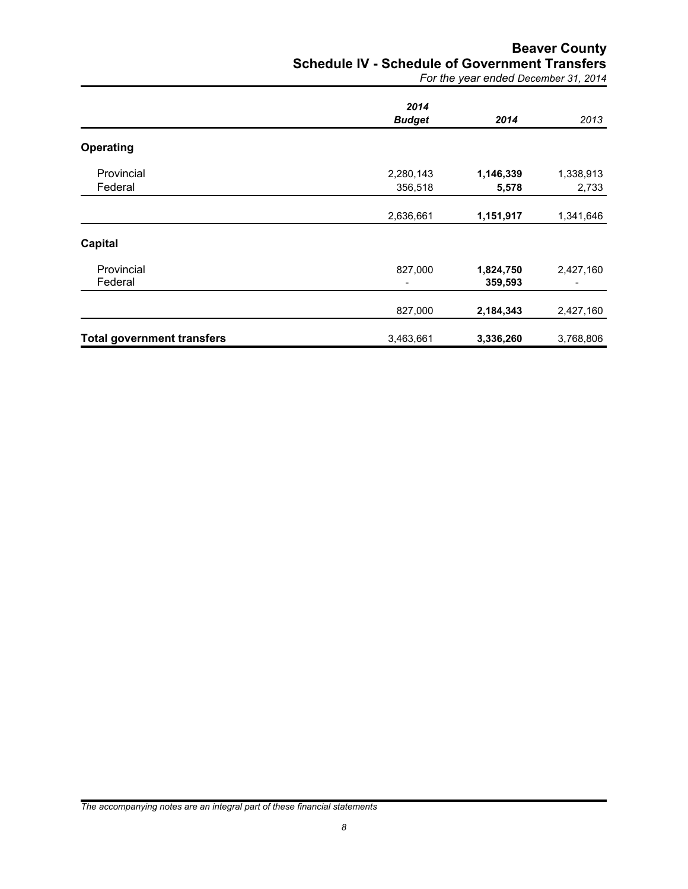# Beaver County
## Schedule IV - Schedule of Government Transfers
*For the year ended December 31, 2014*

| | *2014 Budget* | *2014* | *2013* |
|---|---|---|---|
| **Operating** | | | |
| Provincial | 2,280,143 | **1,146,339** | 1,338,913 |
| Federal | 356,518 | **5,578** | 2,733 |
| | 2,636,661 | **1,151,917** | 1,341,646 |
| **Capital** | | | |
| Provincial | 827,000 | **1,824,750** | 2,427,160 |
| Federal | - | **359,593** | - |
| | 827,000 | **2,184,343** | 2,427,160 |
| **Total government transfers** | 3,463,661 | **3,336,260** | 3,768,806 |

*The accompanying notes are an integral part of these financial statements*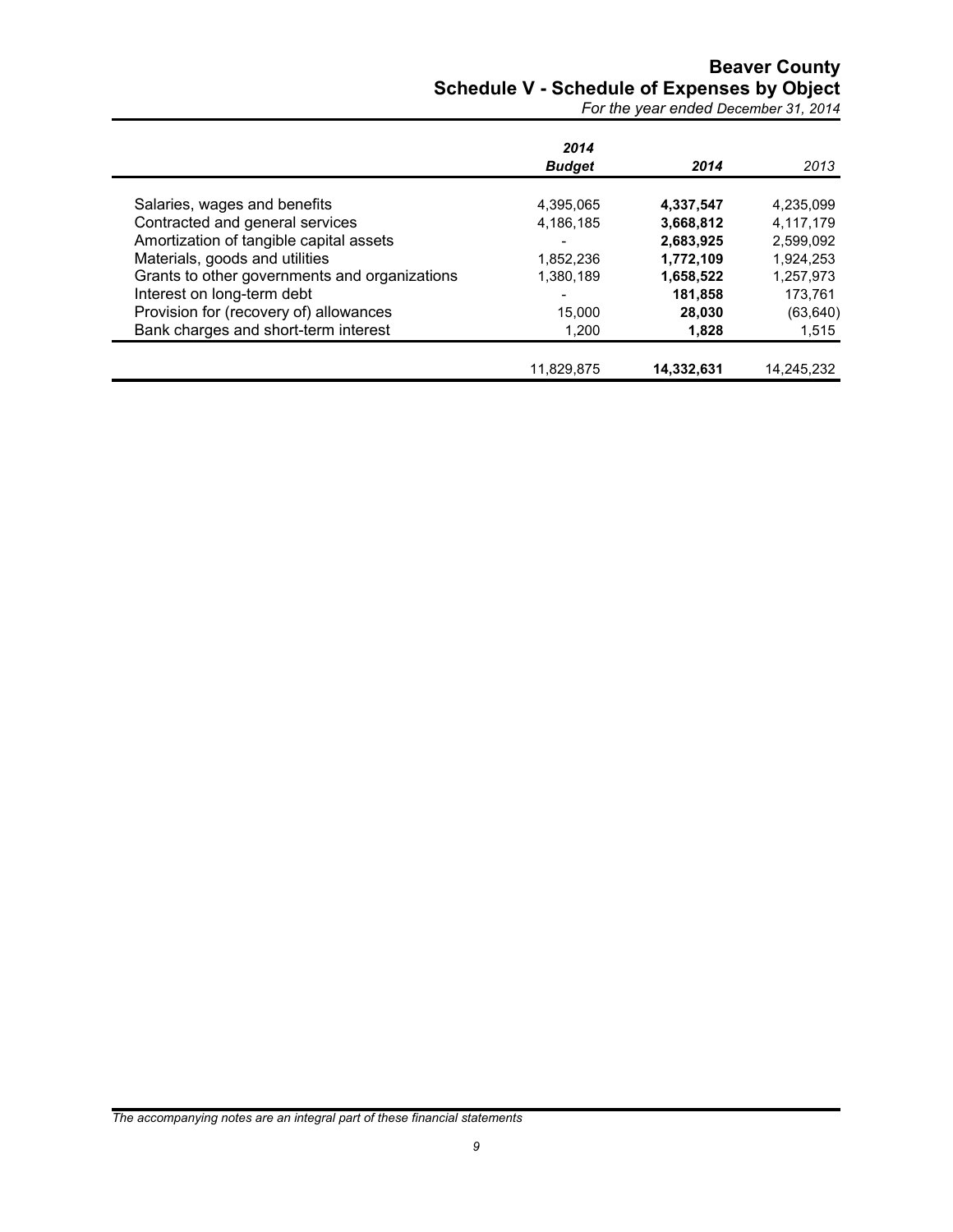# Beaver County

## Schedule V - Schedule of Expenses by Object

*For the year ended December 31, 2014*

| | *2014* ***Budget*** | ***2014*** | *2013* |
|---|---|---|---|
| Salaries, wages and benefits | 4,395,065 | **4,337,547** | 4,235,099 |
| Contracted and general services | 4,186,185 | **3,668,812** | 4,117,179 |
| Amortization of tangible capital assets | - | **2,683,925** | 2,599,092 |
| Materials, goods and utilities | 1,852,236 | **1,772,109** | 1,924,253 |
| Grants to other governments and organizations | 1,380,189 | **1,658,522** | 1,257,973 |
| Interest on long-term debt | - | **181,858** | 173,761 |
| Provision for (recovery of) allowances | 15,000 | **28,030** | (63,640) |
| Bank charges and short-term interest | 1,200 | **1,828** | 1,515 |
| | 11,829,875 | **14,332,631** | 14,245,232 |

*The accompanying notes are an integral part of these financial statements*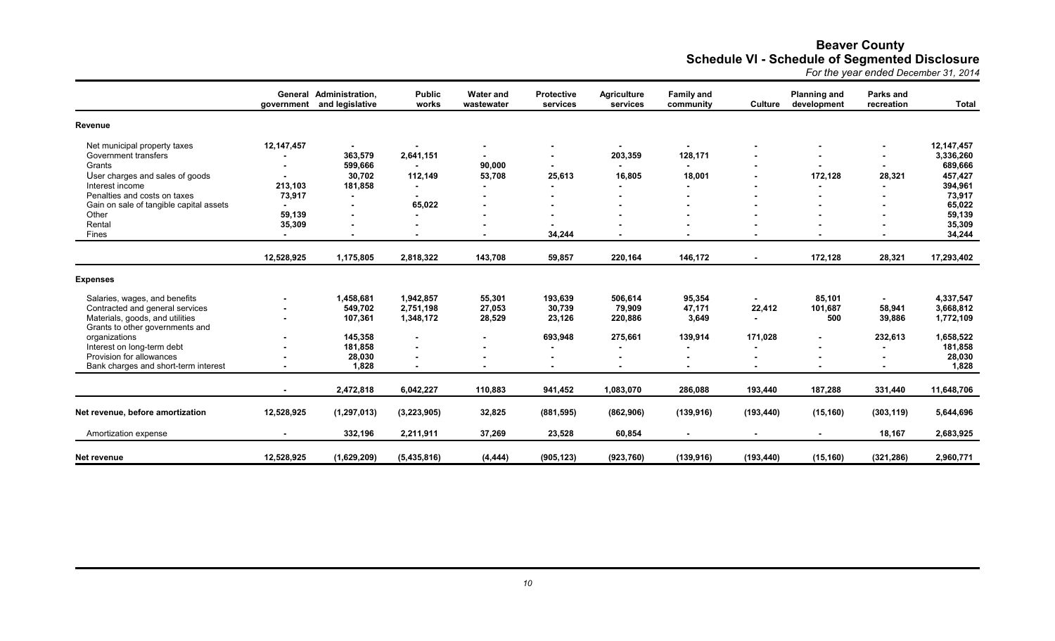# Beaver County

## Schedule VI - Schedule of Segmented Disclosure

*For the year ended December 31, 2014*

| | General government | Administration, and legislative | Public works | Water and wastewater | Protective services | Agriculture services | Family and community | Culture | Planning and development | Parks and recreation | Total |
|---|---|---|---|---|---|---|---|---|---|---|---|
| **Revenue** | | | | | | | | | | | |
| Net municipal property taxes | 12,147,457 | - | - | - | - | - | - | - | - | - | 12,147,457 |
| Government transfers | - | 363,579 | 2,641,151 | - | - | 203,359 | 128,171 | - | - | - | 3,336,260 |
| Grants | - | 599,666 | - | 90,000 | - | - | - | - | - | - | 689,666 |
| User charges and sales of goods | - | 30,702 | 112,149 | 53,708 | 25,613 | 16,805 | 18,001 | - | 172,128 | 28,321 | 457,427 |
| Interest income | 213,103 | 181,858 | - | - | - | - | - | - | - | - | 394,961 |
| Penalties and costs on taxes | 73,917 | - | - | - | - | - | - | - | - | - | 73,917 |
| Gain on sale of tangible capital assets | - | - | 65,022 | - | - | - | - | - | - | - | 65,022 |
| Other | 59,139 | - | - | - | - | - | - | - | - | - | 59,139 |
| Rental | 35,309 | - | - | - | - | - | - | - | - | - | 35,309 |
| Fines | - | - | - | - | 34,244 | - | - | - | - | - | 34,244 |
| | 12,528,925 | 1,175,805 | 2,818,322 | 143,708 | 59,857 | 220,164 | 146,172 | - | 172,128 | 28,321 | 17,293,402 |
| **Expenses** | | | | | | | | | | | |
| Salaries, wages, and benefits | - | 1,458,681 | 1,942,857 | 55,301 | 193,639 | 506,614 | 95,354 | - | 85,101 | - | 4,337,547 |
| Contracted and general services | - | 549,702 | 2,751,198 | 27,053 | 30,739 | 79,909 | 47,171 | 22,412 | 101,687 | 58,941 | 3,668,812 |
| Materials, goods, and utilities | - | 107,361 | 1,348,172 | 28,529 | 23,126 | 220,886 | 3,649 | - | 500 | 39,886 | 1,772,109 |
| Grants to other governments and organizations | - | 145,358 | - | - | 693,948 | 275,661 | 139,914 | 171,028 | - | 232,613 | 1,658,522 |
| Interest on long-term debt | - | 181,858 | - | - | - | - | - | - | - | - | 181,858 |
| Provision for allowances | - | 28,030 | - | - | - | - | - | - | - | - | 28,030 |
| Bank charges and short-term interest | - | 1,828 | - | - | - | - | - | - | - | - | 1,828 |
| | - | 2,472,818 | 6,042,227 | 110,883 | 941,452 | 1,083,070 | 286,088 | 193,440 | 187,288 | 331,440 | 11,648,706 |
| **Net revenue, before amortization** | 12,528,925 | (1,297,013) | (3,223,905) | 32,825 | (881,595) | (862,906) | (139,916) | (193,440) | (15,160) | (303,119) | 5,644,696 |
| Amortization expense | - | 332,196 | 2,211,911 | 37,269 | 23,528 | 60,854 | - | - | - | 18,167 | 2,683,925 |
| **Net revenue** | 12,528,925 | (1,629,209) | (5,435,816) | (4,444) | (905,123) | (923,760) | (139,916) | (193,440) | (15,160) | (321,286) | 2,960,771 |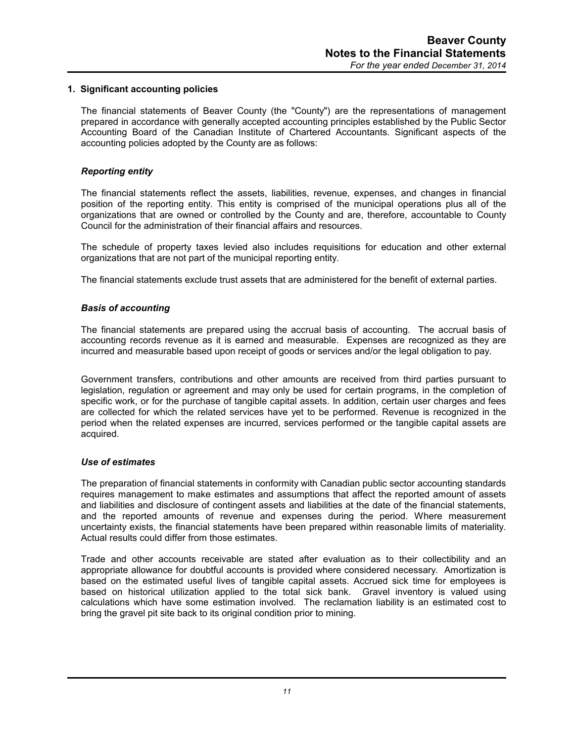## 1. Significant accounting policies

The financial statements of Beaver County (the "County") are the representations of management prepared in accordance with generally accepted accounting principles established by the Public Sector Accounting Board of the Canadian Institute of Chartered Accountants. Significant aspects of the accounting policies adopted by the County are as follows:

### *Reporting entity*

The financial statements reflect the assets, liabilities, revenue, expenses, and changes in financial position of the reporting entity. This entity is comprised of the municipal operations plus all of the organizations that are owned or controlled by the County and are, therefore, accountable to County Council for the administration of their financial affairs and resources.

The schedule of property taxes levied also includes requisitions for education and other external organizations that are not part of the municipal reporting entity.

The financial statements exclude trust assets that are administered for the benefit of external parties.

### *Basis of accounting*

The financial statements are prepared using the accrual basis of accounting. The accrual basis of accounting records revenue as it is earned and measurable. Expenses are recognized as they are incurred and measurable based upon receipt of goods or services and/or the legal obligation to pay.

Government transfers, contributions and other amounts are received from third parties pursuant to legislation, regulation or agreement and may only be used for certain programs, in the completion of specific work, or for the purchase of tangible capital assets. In addition, certain user charges and fees are collected for which the related services have yet to be performed. Revenue is recognized in the period when the related expenses are incurred, services performed or the tangible capital assets are acquired.

### *Use of estimates*

The preparation of financial statements in conformity with Canadian public sector accounting standards requires management to make estimates and assumptions that affect the reported amount of assets and liabilities and disclosure of contingent assets and liabilities at the date of the financial statements, and the reported amounts of revenue and expenses during the period. Where measurement uncertainty exists, the financial statements have been prepared within reasonable limits of materiality. Actual results could differ from those estimates.

Trade and other accounts receivable are stated after evaluation as to their collectibility and an appropriate allowance for doubtful accounts is provided where considered necessary. Amortization is based on the estimated useful lives of tangible capital assets. Accrued sick time for employees is based on historical utilization applied to the total sick bank. Gravel inventory is valued using calculations which have some estimation involved. The reclamation liability is an estimated cost to bring the gravel pit site back to its original condition prior to mining.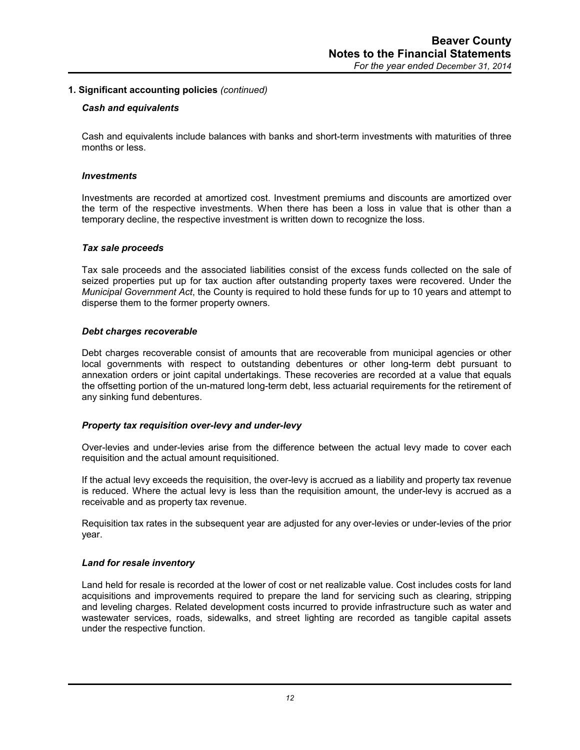## 1. Significant accounting policies *(continued)*

### *Cash and equivalents*

Cash and equivalents include balances with banks and short-term investments with maturities of three months or less.

### *Investments*

Investments are recorded at amortized cost. Investment premiums and discounts are amortized over the term of the respective investments. When there has been a loss in value that is other than a temporary decline, the respective investment is written down to recognize the loss.

### *Tax sale proceeds*

Tax sale proceeds and the associated liabilities consist of the excess funds collected on the sale of seized properties put up for tax auction after outstanding property taxes were recovered. Under the *Municipal Government Act*, the County is required to hold these funds for up to 10 years and attempt to disperse them to the former property owners.

### *Debt charges recoverable*

Debt charges recoverable consist of amounts that are recoverable from municipal agencies or other local governments with respect to outstanding debentures or other long-term debt pursuant to annexation orders or joint capital undertakings. These recoveries are recorded at a value that equals the offsetting portion of the un-matured long-term debt, less actuarial requirements for the retirement of any sinking fund debentures.

### *Property tax requisition over-levy and under-levy*

Over-levies and under-levies arise from the difference between the actual levy made to cover each requisition and the actual amount requisitioned.

If the actual levy exceeds the requisition, the over-levy is accrued as a liability and property tax revenue is reduced. Where the actual levy is less than the requisition amount, the under-levy is accrued as a receivable and as property tax revenue.

Requisition tax rates in the subsequent year are adjusted for any over-levies or under-levies of the prior year.

### *Land for resale inventory*

Land held for resale is recorded at the lower of cost or net realizable value. Cost includes costs for land acquisitions and improvements required to prepare the land for servicing such as clearing, stripping and leveling charges. Related development costs incurred to provide infrastructure such as water and wastewater services, roads, sidewalks, and street lighting are recorded as tangible capital assets under the respective function.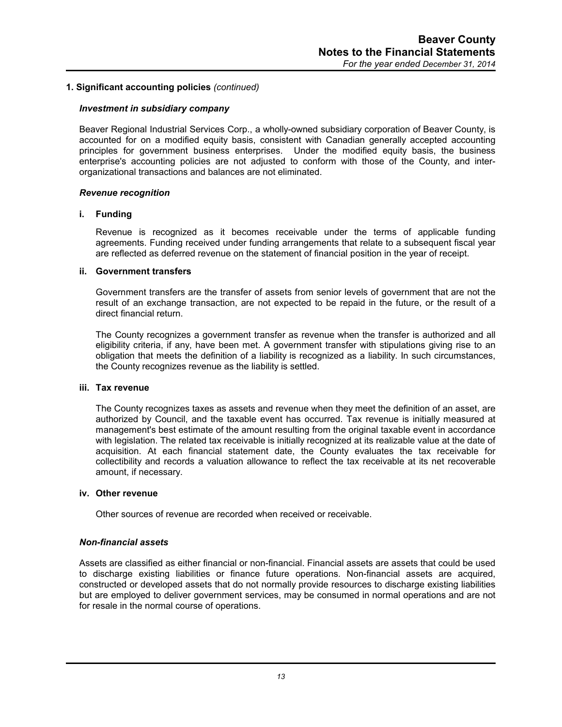## 1. Significant accounting policies *(continued)*

### *Investment in subsidiary company*

Beaver Regional Industrial Services Corp., a wholly-owned subsidiary corporation of Beaver County, is accounted for on a modified equity basis, consistent with Canadian generally accepted accounting principles for government business enterprises. Under the modified equity basis, the business enterprise's accounting policies are not adjusted to conform with those of the County, and inter-organizational transactions and balances are not eliminated.

### *Revenue recognition*

#### i. Funding

Revenue is recognized as it becomes receivable under the terms of applicable funding agreements. Funding received under funding arrangements that relate to a subsequent fiscal year are reflected as deferred revenue on the statement of financial position in the year of receipt.

#### ii. Government transfers

Government transfers are the transfer of assets from senior levels of government that are not the result of an exchange transaction, are not expected to be repaid in the future, or the result of a direct financial return.

The County recognizes a government transfer as revenue when the transfer is authorized and all eligibility criteria, if any, have been met. A government transfer with stipulations giving rise to an obligation that meets the definition of a liability is recognized as a liability. In such circumstances, the County recognizes revenue as the liability is settled.

#### iii. Tax revenue

The County recognizes taxes as assets and revenue when they meet the definition of an asset, are authorized by Council, and the taxable event has occurred. Tax revenue is initially measured at management's best estimate of the amount resulting from the original taxable event in accordance with legislation. The related tax receivable is initially recognized at its realizable value at the date of acquisition. At each financial statement date, the County evaluates the tax receivable for collectibility and records a valuation allowance to reflect the tax receivable at its net recoverable amount, if necessary.

#### iv. Other revenue

Other sources of revenue are recorded when received or receivable.

### *Non-financial assets*

Assets are classified as either financial or non-financial. Financial assets are assets that could be used to discharge existing liabilities or finance future operations. Non-financial assets are acquired, constructed or developed assets that do not normally provide resources to discharge existing liabilities but are employed to deliver government services, may be consumed in normal operations and are not for resale in the normal course of operations.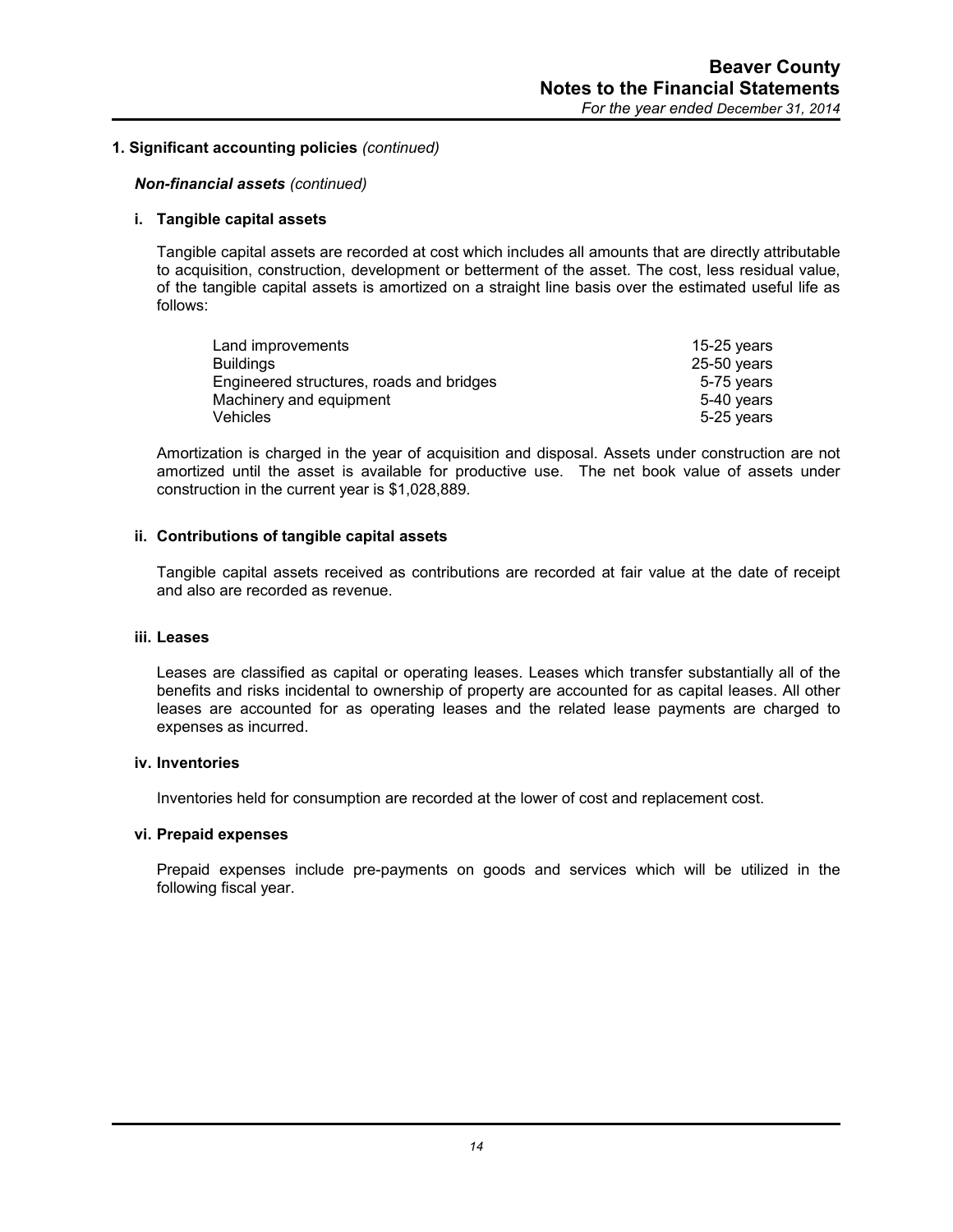## 1. Significant accounting policies *(continued)*

### *Non-financial assets (continued)*

#### i. Tangible capital assets

Tangible capital assets are recorded at cost which includes all amounts that are directly attributable to acquisition, construction, development or betterment of the asset. The cost, less residual value, of the tangible capital assets is amortized on a straight line basis over the estimated useful life as follows:

| | |
|---|---|
| Land improvements | 15-25 years |
| Buildings | 25-50 years |
| Engineered structures, roads and bridges | 5-75 years |
| Machinery and equipment | 5-40 years |
| Vehicles | 5-25 years |

Amortization is charged in the year of acquisition and disposal. Assets under construction are not amortized until the asset is available for productive use. The net book value of assets under construction in the current year is $1,028,889.

#### ii. Contributions of tangible capital assets

Tangible capital assets received as contributions are recorded at fair value at the date of receipt and also are recorded as revenue.

#### iii. Leases

Leases are classified as capital or operating leases. Leases which transfer substantially all of the benefits and risks incidental to ownership of property are accounted for as capital leases. All other leases are accounted for as operating leases and the related lease payments are charged to expenses as incurred.

#### iv. Inventories

Inventories held for consumption are recorded at the lower of cost and replacement cost.

#### vi. Prepaid expenses

Prepaid expenses include pre-payments on goods and services which will be utilized in the following fiscal year.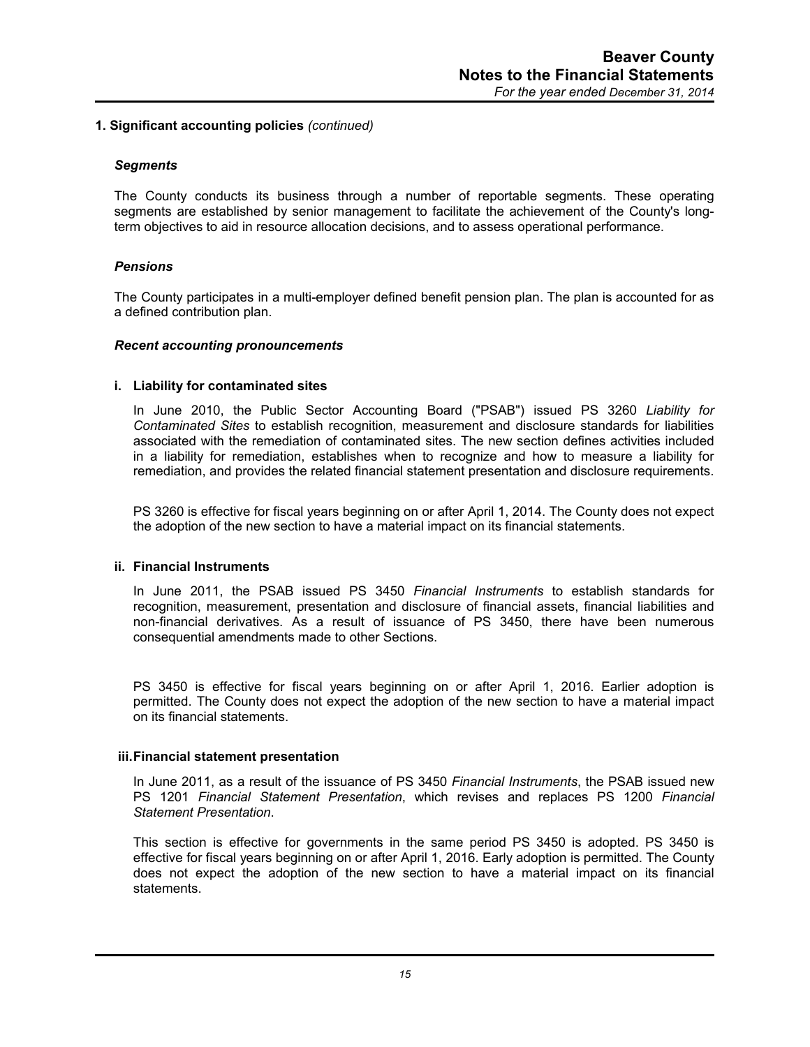## 1. Significant accounting policies *(continued)*

### *Segments*

The County conducts its business through a number of reportable segments. These operating segments are established by senior management to facilitate the achievement of the County's long-term objectives to aid in resource allocation decisions, and to assess operational performance.

### *Pensions*

The County participates in a multi-employer defined benefit pension plan. The plan is accounted for as a defined contribution plan.

### *Recent accounting pronouncements*

#### i. Liability for contaminated sites

In June 2010, the Public Sector Accounting Board ("PSAB") issued PS 3260 *Liability for Contaminated Sites* to establish recognition, measurement and disclosure standards for liabilities associated with the remediation of contaminated sites. The new section defines activities included in a liability for remediation, establishes when to recognize and how to measure a liability for remediation, and provides the related financial statement presentation and disclosure requirements.

PS 3260 is effective for fiscal years beginning on or after April 1, 2014. The County does not expect the adoption of the new section to have a material impact on its financial statements.

#### ii. Financial Instruments

In June 2011, the PSAB issued PS 3450 *Financial Instruments* to establish standards for recognition, measurement, presentation and disclosure of financial assets, financial liabilities and non-financial derivatives. As a result of issuance of PS 3450, there have been numerous consequential amendments made to other Sections.

PS 3450 is effective for fiscal years beginning on or after April 1, 2016. Earlier adoption is permitted. The County does not expect the adoption of the new section to have a material impact on its financial statements.

#### iii. Financial statement presentation

In June 2011, as a result of the issuance of PS 3450 *Financial Instruments*, the PSAB issued new PS 1201 *Financial Statement Presentation*, which revises and replaces PS 1200 *Financial Statement Presentation*.

This section is effective for governments in the same period PS 3450 is adopted. PS 3450 is effective for fiscal years beginning on or after April 1, 2016. Early adoption is permitted. The County does not expect the adoption of the new section to have a material impact on its financial statements.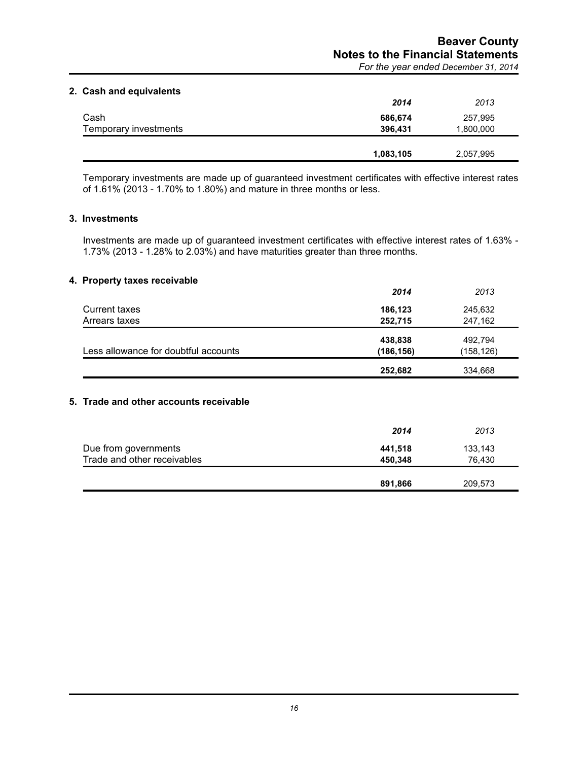## 2. Cash and equivalents

| | 2014 | 2013 |
|---|---|---|
| Cash | **686,674** | 257,995 |
| Temporary investments | **396,431** | 1,800,000 |
| | **1,083,105** | 2,057,995 |

Temporary investments are made up of guaranteed investment certificates with effective interest rates of 1.61% (2013 - 1.70% to 1.80%) and mature in three months or less.

## 3. Investments

Investments are made up of guaranteed investment certificates with effective interest rates of 1.63% - 1.73% (2013 - 1.28% to 2.03%) and have maturities greater than three months.

## 4. Property taxes receivable

| | 2014 | 2013 |
|---|---|---|
| Current taxes | **186,123** | 245,632 |
| Arrears taxes | **252,715** | 247,162 |
| | **438,838** | 492,794 |
| Less allowance for doubtful accounts | **(186,156)** | (158,126) |
| | **252,682** | 334,668 |

## 5. Trade and other accounts receivable

| | 2014 | 2013 |
|---|---|---|
| Due from governments | **441,518** | 133,143 |
| Trade and other receivables | **450,348** | 76,430 |
| | **891,866** | 209,573 |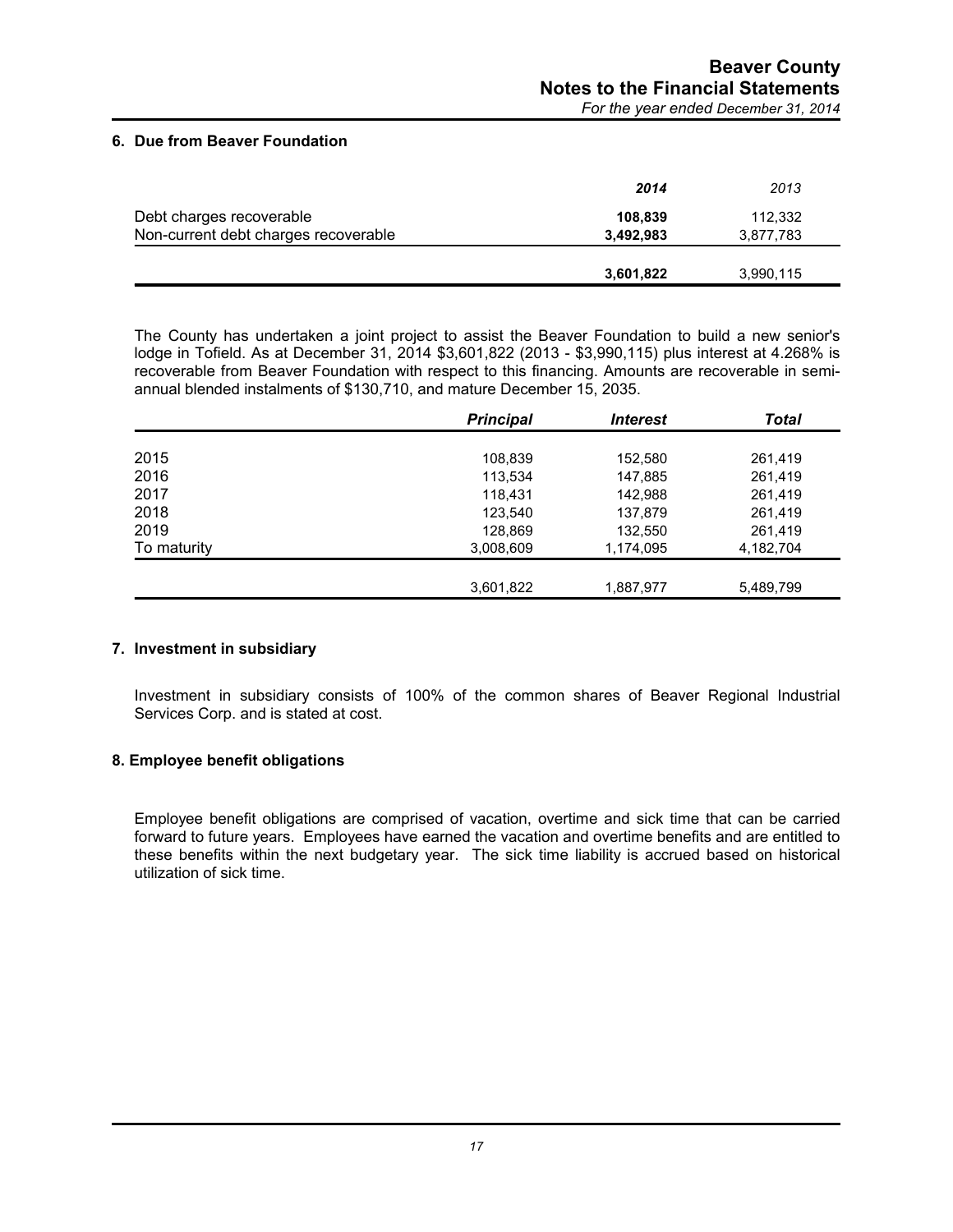## 6. Due from Beaver Foundation

| | **2014** | 2013 |
|---|---|---|
| Debt charges recoverable | **108,839** | 112,332 |
| Non-current debt charges recoverable | **3,492,983** | 3,877,783 |
| | **3,601,822** | 3,990,115 |

The County has undertaken a joint project to assist the Beaver Foundation to build a new senior's lodge in Tofield. As at December 31, 2014 $3,601,822 (2013 - $3,990,115) plus interest at 4.268% is recoverable from Beaver Foundation with respect to this financing. Amounts are recoverable in semi-annual blended instalments of $130,710, and mature December 15, 2035.

| | ***Principal*** | ***Interest*** | ***Total*** |
|---|---|---|---|
| 2015 | 108,839 | 152,580 | 261,419 |
| 2016 | 113,534 | 147,885 | 261,419 |
| 2017 | 118,431 | 142,988 | 261,419 |
| 2018 | 123,540 | 137,879 | 261,419 |
| 2019 | 128,869 | 132,550 | 261,419 |
| To maturity | 3,008,609 | 1,174,095 | 4,182,704 |
| | 3,601,822 | 1,887,977 | 5,489,799 |

## 7. Investment in subsidiary

Investment in subsidiary consists of 100% of the common shares of Beaver Regional Industrial Services Corp. and is stated at cost.

## 8. Employee benefit obligations

Employee benefit obligations are comprised of vacation, overtime and sick time that can be carried forward to future years. Employees have earned the vacation and overtime benefits and are entitled to these benefits within the next budgetary year. The sick time liability is accrued based on historical utilization of sick time.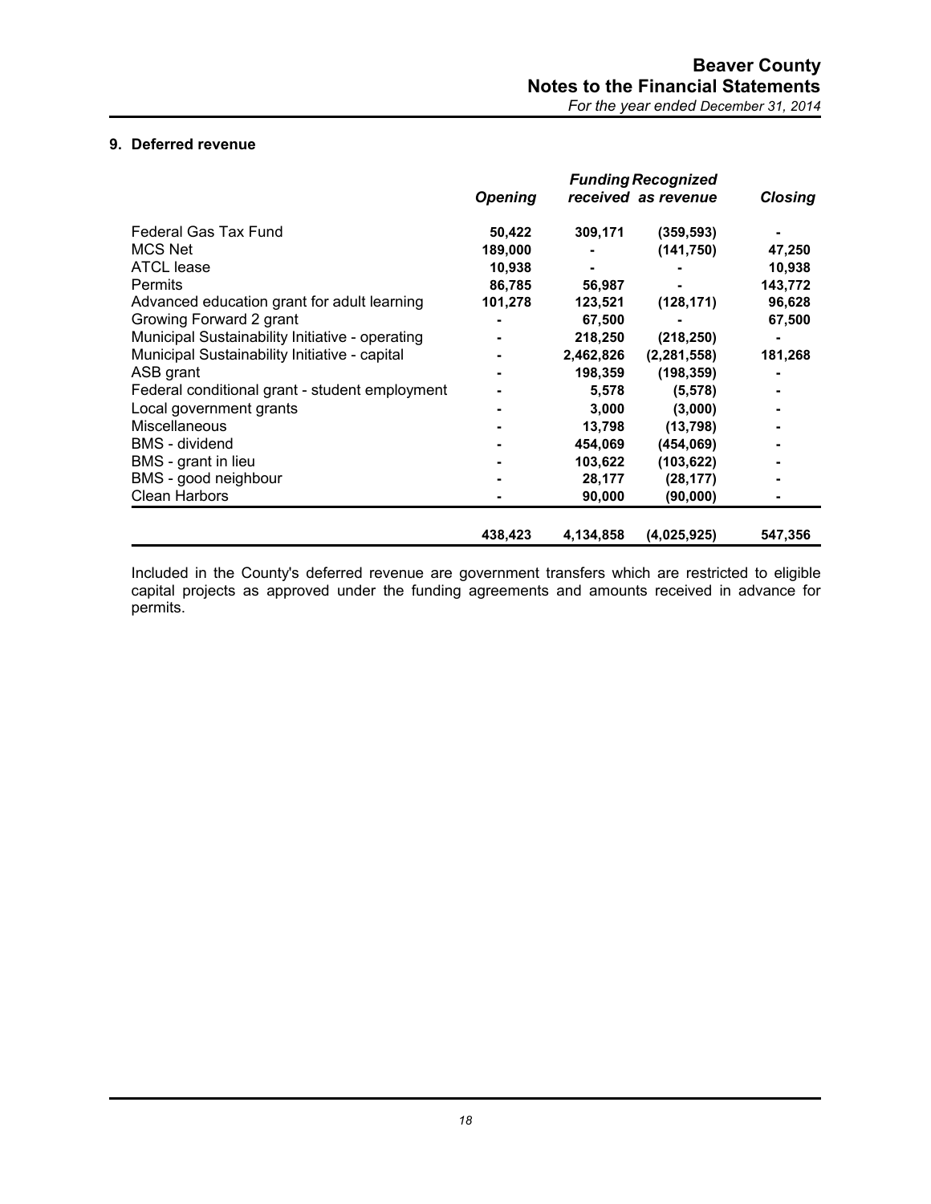## 9. Deferred revenue

| | *Opening* | *Funding received* | *Recognized as revenue* | *Closing* |
|---|---|---|---|---|
| Federal Gas Tax Fund | **50,422** | **309,171** | **(359,593)** | **-** |
| MCS Net | **189,000** | **-** | **(141,750)** | **47,250** |
| ATCL lease | **10,938** | **-** | **-** | **10,938** |
| Permits | **86,785** | **56,987** | **-** | **143,772** |
| Advanced education grant for adult learning | **101,278** | **123,521** | **(128,171)** | **96,628** |
| Growing Forward 2 grant | **-** | **67,500** | **-** | **67,500** |
| Municipal Sustainability Initiative - operating | **-** | **218,250** | **(218,250)** | **-** |
| Municipal Sustainability Initiative - capital | **-** | **2,462,826** | **(2,281,558)** | **181,268** |
| ASB grant | **-** | **198,359** | **(198,359)** | **-** |
| Federal conditional grant - student employment | **-** | **5,578** | **(5,578)** | **-** |
| Local government grants | **-** | **3,000** | **(3,000)** | **-** |
| Miscellaneous | **-** | **13,798** | **(13,798)** | **-** |
| BMS - dividend | **-** | **454,069** | **(454,069)** | **-** |
| BMS - grant in lieu | **-** | **103,622** | **(103,622)** | **-** |
| BMS - good neighbour | **-** | **28,177** | **(28,177)** | **-** |
| Clean Harbors | **-** | **90,000** | **(90,000)** | **-** |
| | **438,423** | **4,134,858** | **(4,025,925)** | **547,356** |

Included in the County's deferred revenue are government transfers which are restricted to eligible capital projects as approved under the funding agreements and amounts received in advance for permits.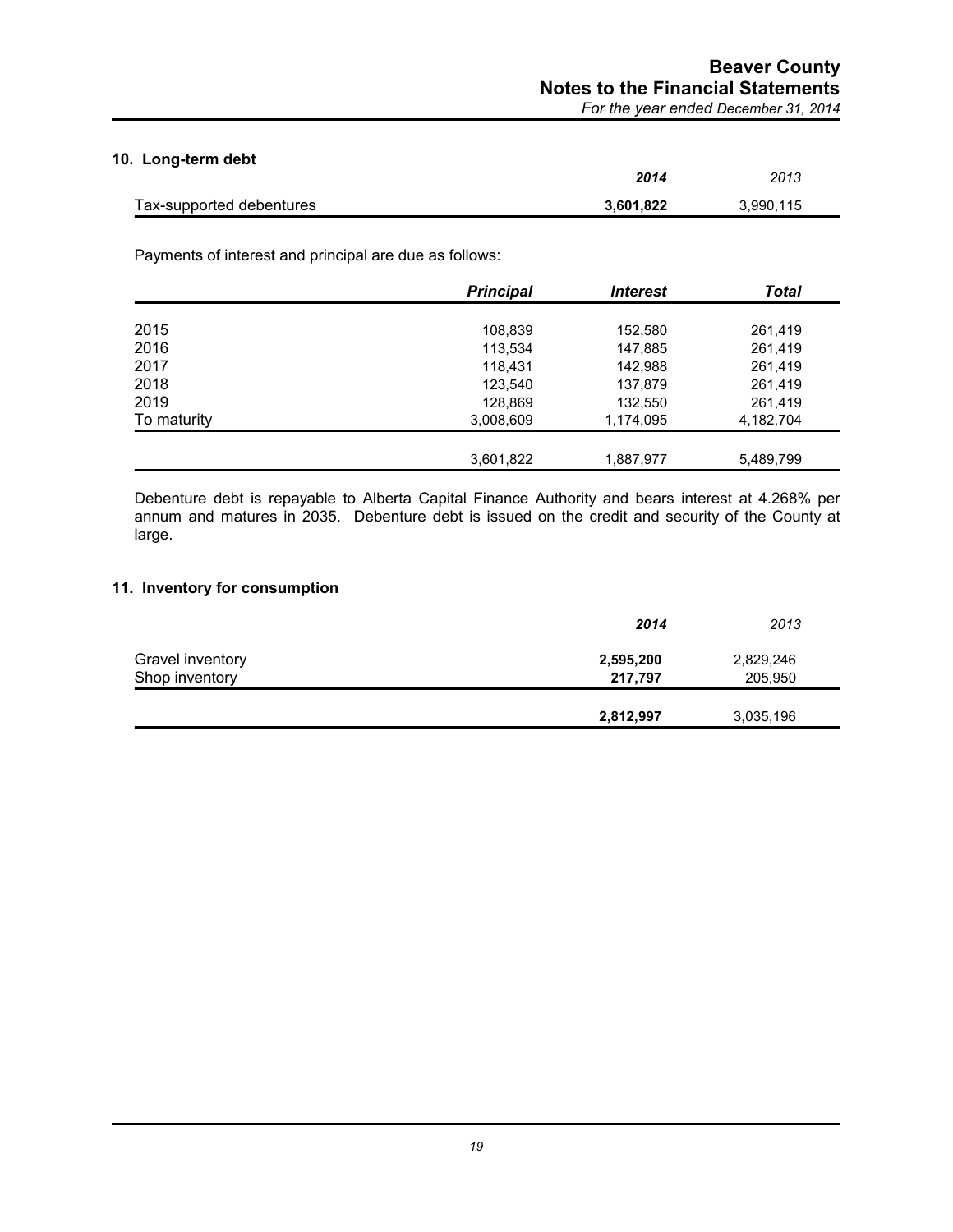## 10. Long-term debt

| | **2014** | 2013 |
|---|---|---|
| Tax-supported debentures | **3,601,822** | 3,990,115 |

Payments of interest and principal are due as follows:

| | ***Principal*** | ***Interest*** | ***Total*** |
|---|---|---|---|
| 2015 | 108,839 | 152,580 | 261,419 |
| 2016 | 113,534 | 147,885 | 261,419 |
| 2017 | 118,431 | 142,988 | 261,419 |
| 2018 | 123,540 | 137,879 | 261,419 |
| 2019 | 128,869 | 132,550 | 261,419 |
| To maturity | 3,008,609 | 1,174,095 | 4,182,704 |
| | 3,601,822 | 1,887,977 | 5,489,799 |

Debenture debt is repayable to Alberta Capital Finance Authority and bears interest at 4.268% per annum and matures in 2035. Debenture debt is issued on the credit and security of the County at large.

## 11. Inventory for consumption

| | **2014** | 2013 |
|---|---|---|
| Gravel inventory | **2,595,200** | 2,829,246 |
| Shop inventory | **217,797** | 205,950 |
| | **2,812,997** | 3,035,196 |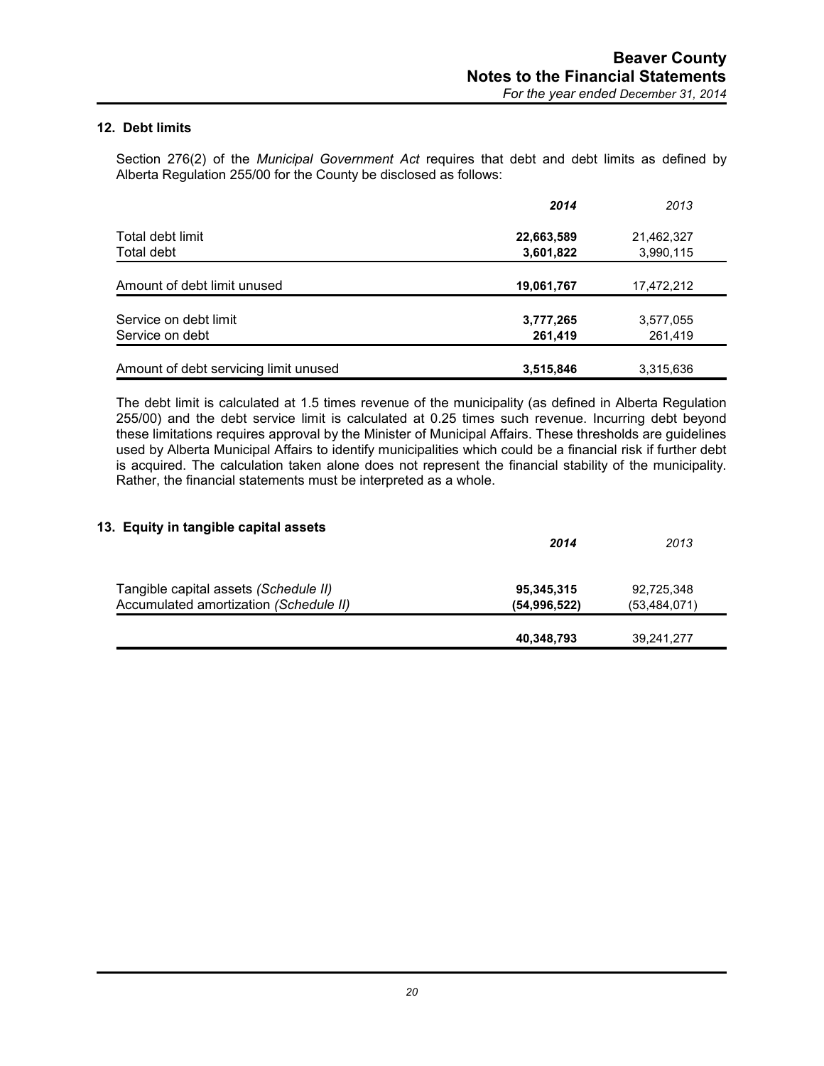## 12. Debt limits

Section 276(2) of the *Municipal Government Act* requires that debt and debt limits as defined by Alberta Regulation 255/00 for the County be disclosed as follows:

| | *2014* | *2013* |
|---|---|---|
| Total debt limit | **22,663,589** | 21,462,327 |
| Total debt | **3,601,822** | 3,990,115 |
| Amount of debt limit unused | **19,061,767** | 17,472,212 |
| Service on debt limit | **3,777,265** | 3,577,055 |
| Service on debt | **261,419** | 261,419 |
| Amount of debt servicing limit unused | **3,515,846** | 3,315,636 |

The debt limit is calculated at 1.5 times revenue of the municipality (as defined in Alberta Regulation 255/00) and the debt service limit is calculated at 0.25 times such revenue. Incurring debt beyond these limitations requires approval by the Minister of Municipal Affairs. These thresholds are guidelines used by Alberta Municipal Affairs to identify municipalities which could be a financial risk if further debt is acquired. The calculation taken alone does not represent the financial stability of the municipality. Rather, the financial statements must be interpreted as a whole.

## 13. Equity in tangible capital assets

| | *2014* | *2013* |
|---|---|---|
| Tangible capital assets *(Schedule II)* | **95,345,315** | 92,725,348 |
| Accumulated amortization *(Schedule II)* | **(54,996,522)** | (53,484,071) |
| | **40,348,793** | 39,241,277 |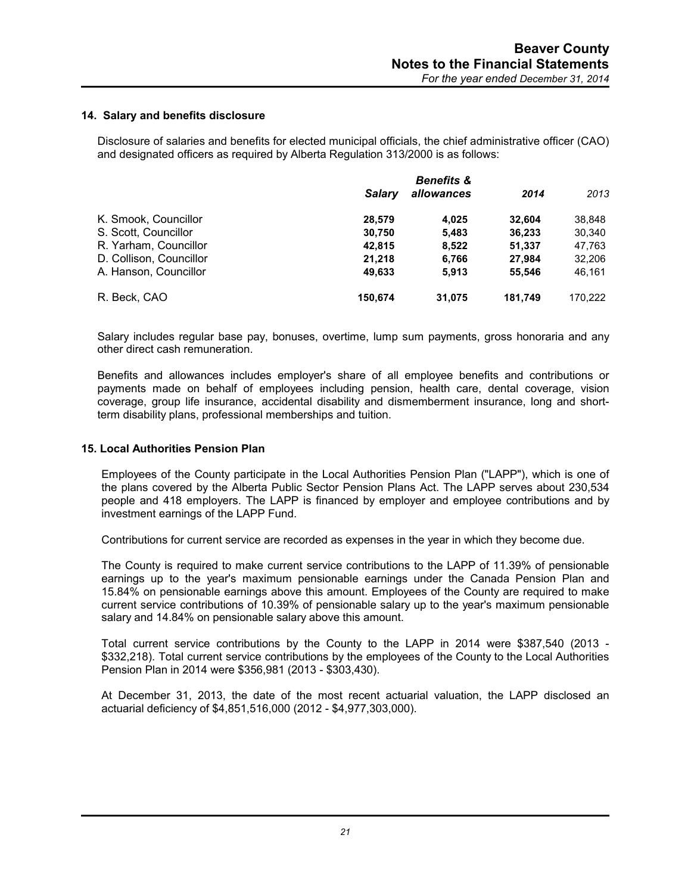## 14. Salary and benefits disclosure

Disclosure of salaries and benefits for elected municipal officials, the chief administrative officer (CAO) and designated officers as required by Alberta Regulation 313/2000 is as follows:

| | *Salary* | *Benefits & allowances* | *2014* | *2013* |
|---|---|---|---|---|
| K. Smook, Councillor | **28,579** | **4,025** | **32,604** | 38,848 |
| S. Scott, Councillor | **30,750** | **5,483** | **36,233** | 30,340 |
| R. Yarham, Councillor | **42,815** | **8,522** | **51,337** | 47,763 |
| D. Collison, Councillor | **21,218** | **6,766** | **27,984** | 32,206 |
| A. Hanson, Councillor | **49,633** | **5,913** | **55,546** | 46,161 |
| R. Beck, CAO | **150,674** | **31,075** | **181,749** | 170,222 |

Salary includes regular base pay, bonuses, overtime, lump sum payments, gross honoraria and any other direct cash remuneration.

Benefits and allowances includes employer's share of all employee benefits and contributions or payments made on behalf of employees including pension, health care, dental coverage, vision coverage, group life insurance, accidental disability and dismemberment insurance, long and short-term disability plans, professional memberships and tuition.

## 15. Local Authorities Pension Plan

Employees of the County participate in the Local Authorities Pension Plan ("LAPP"), which is one of the plans covered by the Alberta Public Sector Pension Plans Act. The LAPP serves about 230,534 people and 418 employers. The LAPP is financed by employer and employee contributions and by investment earnings of the LAPP Fund.

Contributions for current service are recorded as expenses in the year in which they become due.

The County is required to make current service contributions to the LAPP of 11.39% of pensionable earnings up to the year's maximum pensionable earnings under the Canada Pension Plan and 15.84% on pensionable earnings above this amount. Employees of the County are required to make current service contributions of 10.39% of pensionable salary up to the year's maximum pensionable salary and 14.84% on pensionable salary above this amount.

Total current service contributions by the County to the LAPP in 2014 were $387,540 (2013 - $332,218). Total current service contributions by the employees of the County to the Local Authorities Pension Plan in 2014 were $356,981 (2013 - $303,430).

At December 31, 2013, the date of the most recent actuarial valuation, the LAPP disclosed an actuarial deficiency of $4,851,516,000 (2012 - $4,977,303,000).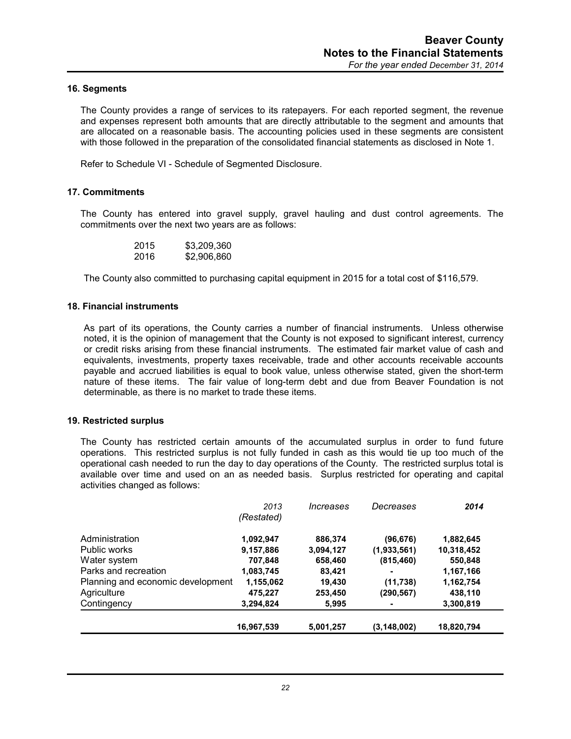## 16. Segments

The County provides a range of services to its ratepayers. For each reported segment, the revenue and expenses represent both amounts that are directly attributable to the segment and amounts that are allocated on a reasonable basis. The accounting policies used in these segments are consistent with those followed in the preparation of the consolidated financial statements as disclosed in Note 1.

Refer to Schedule VI - Schedule of Segmented Disclosure.

## 17. Commitments

The County has entered into gravel supply, gravel hauling and dust control agreements. The commitments over the next two years are as follows:

| | |
|---|---|
| 2015 | $3,209,360 |
| 2016 | $2,906,860 |

The County also committed to purchasing capital equipment in 2015 for a total cost of $116,579.

## 18. Financial instruments

As part of its operations, the County carries a number of financial instruments. Unless otherwise noted, it is the opinion of management that the County is not exposed to significant interest, currency or credit risks arising from these financial instruments. The estimated fair market value of cash and equivalents, investments, property taxes receivable, trade and other accounts receivable accounts payable and accrued liabilities is equal to book value, unless otherwise stated, given the short-term nature of these items. The fair value of long-term debt and due from Beaver Foundation is not determinable, as there is no market to trade these items.

## 19. Restricted surplus

The County has restricted certain amounts of the accumulated surplus in order to fund future operations. This restricted surplus is not fully funded in cash as this would tie up too much of the operational cash needed to run the day to day operations of the County. The restricted surplus total is available over time and used on an as needed basis. Surplus restricted for operating and capital activities changed as follows:

| | *2013 (Restated)* | *Increases* | *Decreases* | ***2014*** |
|---|---|---|---|---|
| Administration | **1,092,947** | **886,374** | **(96,676)** | **1,882,645** |
| Public works | **9,157,886** | **3,094,127** | **(1,933,561)** | **10,318,452** |
| Water system | **707,848** | **658,460** | **(815,460)** | **550,848** |
| Parks and recreation | **1,083,745** | **83,421** | **-** | **1,167,166** |
| Planning and economic development | **1,155,062** | **19,430** | **(11,738)** | **1,162,754** |
| Agriculture | **475,227** | **253,450** | **(290,567)** | **438,110** |
| Contingency | **3,294,824** | **5,995** | **-** | **3,300,819** |
| | **16,967,539** | **5,001,257** | **(3,148,002)** | **18,820,794** |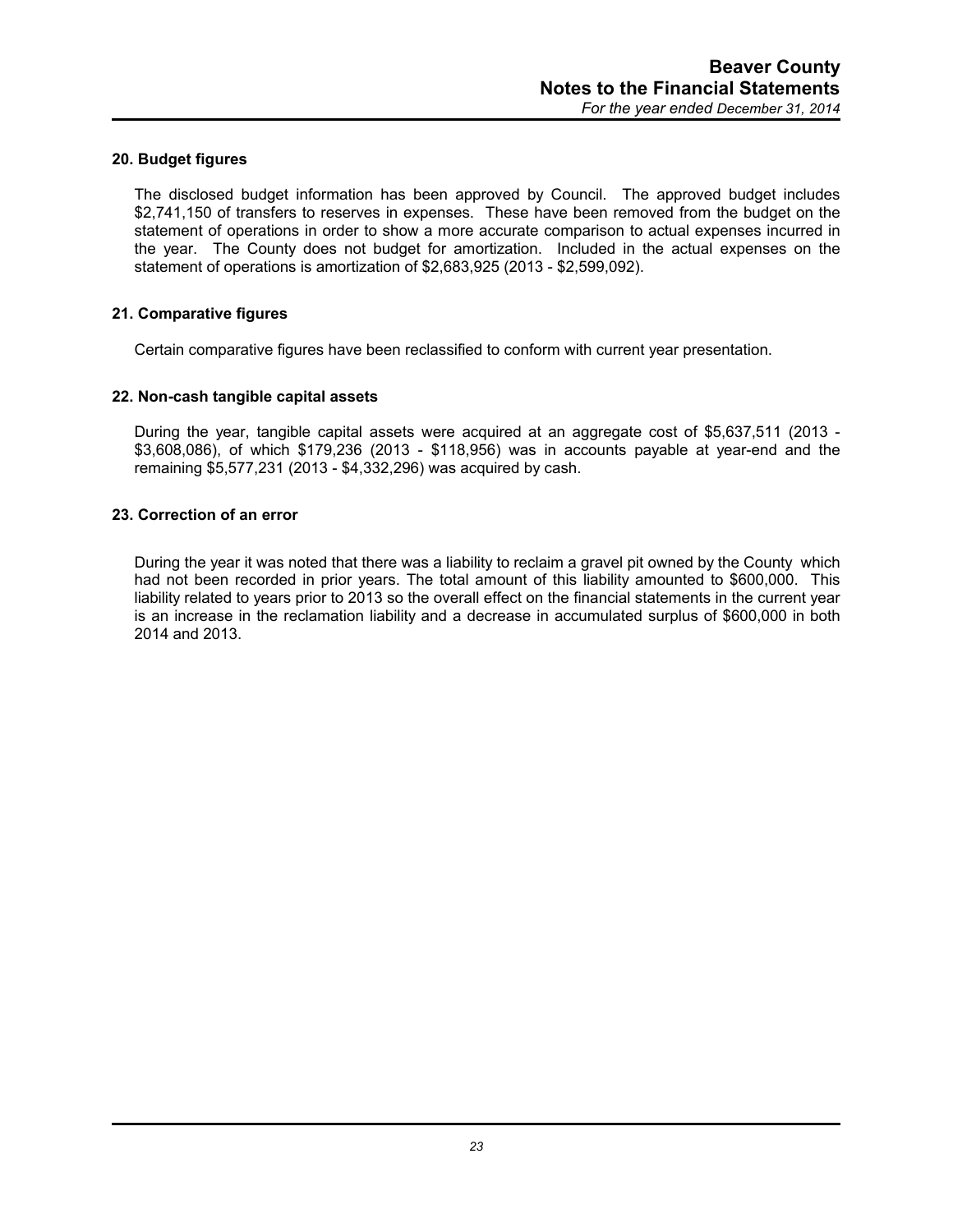## 20. Budget figures

The disclosed budget information has been approved by Council. The approved budget includes $2,741,150 of transfers to reserves in expenses. These have been removed from the budget on the statement of operations in order to show a more accurate comparison to actual expenses incurred in the year. The County does not budget for amortization. Included in the actual expenses on the statement of operations is amortization of $2,683,925 (2013 - $2,599,092).

## 21. Comparative figures

Certain comparative figures have been reclassified to conform with current year presentation.

## 22. Non-cash tangible capital assets

During the year, tangible capital assets were acquired at an aggregate cost of $5,637,511 (2013 - $3,608,086), of which $179,236 (2013 - $118,956) was in accounts payable at year-end and the remaining $5,577,231 (2013 - $4,332,296) was acquired by cash.

## 23. Correction of an error

During the year it was noted that there was a liability to reclaim a gravel pit owned by the County which had not been recorded in prior years. The total amount of this liability amounted to $600,000. This liability related to years prior to 2013 so the overall effect on the financial statements in the current year is an increase in the reclamation liability and a decrease in accumulated surplus of $600,000 in both 2014 and 2013.